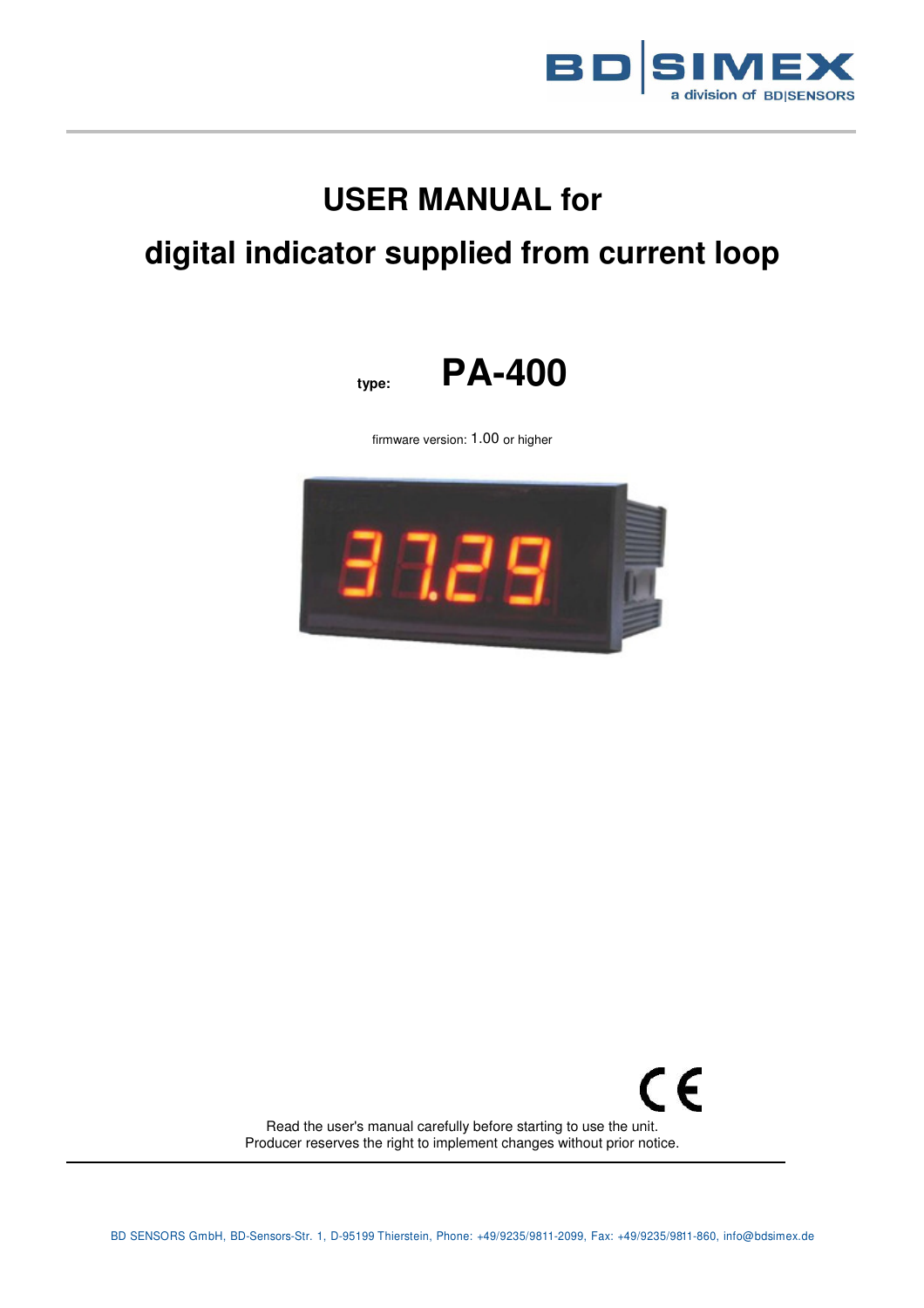# USER MANUAL for

# digital indicator supplied from current loop

**type:** **PA-400**

firmware version: 1.00 or higher

Read the user's manual carefully before starting to use the unit.
Producer reserves the right to implement changes without prior notice.

BD SENSORS GmbH, BD-Sensors-Str. 1, D-95199 Thierstein, Phone: +49/9235/9811-2099, Fax: +49/9235/9811-860, info@bdsimex.de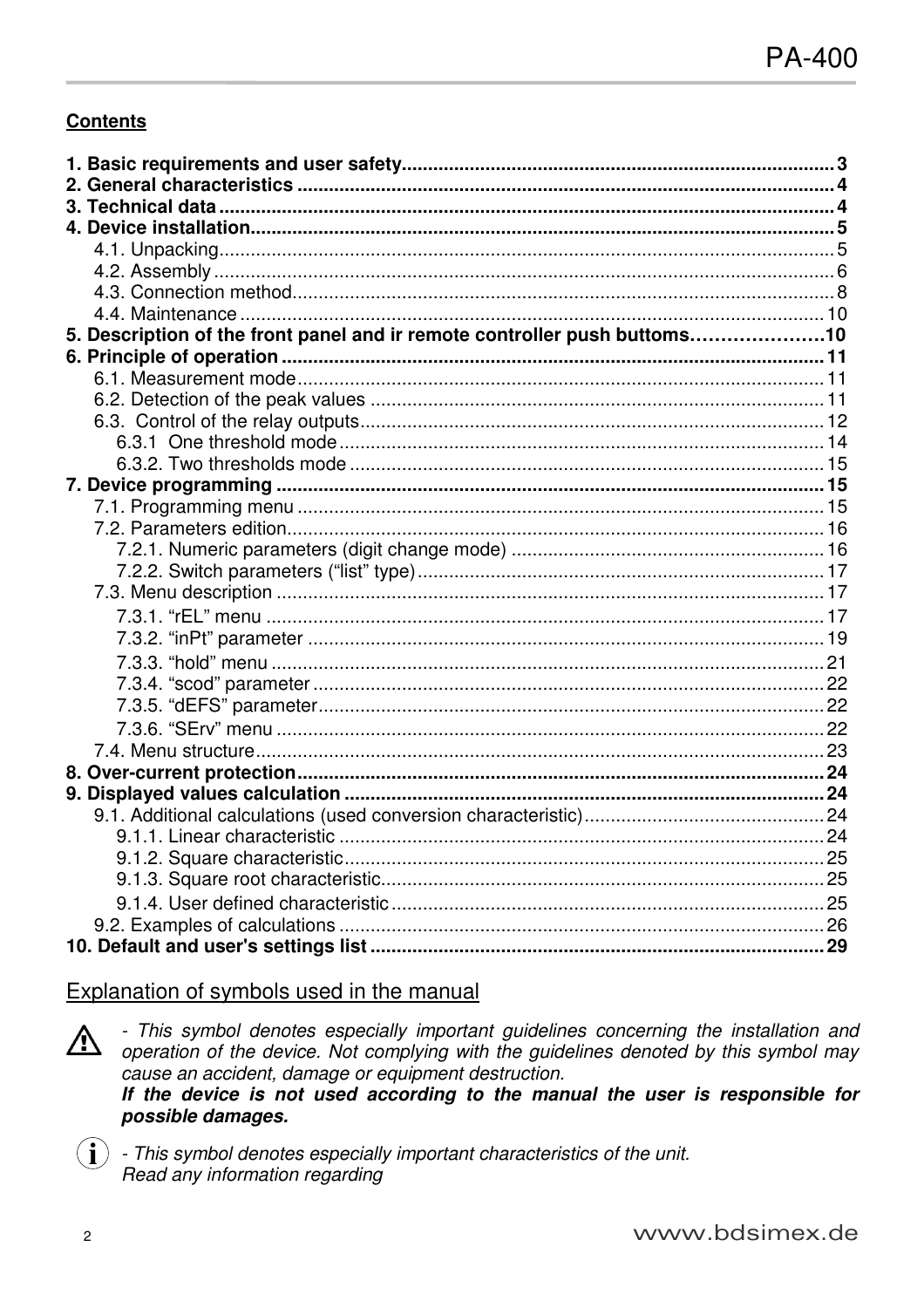## Contents

**1. Basic requirements and user safety................................................................................ 3**
**2. General characteristics ..................................................................................................... 4**
**3. Technical data .................................................................................................................... 4**
**4. Device installation.............................................................................................................. 5**
4.1. Unpacking...................................................................................................................... 5
4.2. Assembly ....................................................................................................................... 6
4.3. Connection method........................................................................................................ 8
4.4. Maintenance ................................................................................................................ 10
**5. Description of the front panel and ir remote controller push buttoms…………………10**
**6. Principle of operation ....................................................................................................... 11**
6.1. Measurement mode..................................................................................................... 11
6.2. Detection of the peak values ....................................................................................... 11
6.3. Control of the relay outputs.......................................................................................... 12
6.3.1 One threshold mode............................................................................................. 14
6.3.2. Two thresholds mode ........................................................................................... 15
**7. Device programming ........................................................................................................ 15**
7.1. Programming menu ..................................................................................................... 15
7.2. Parameters edition....................................................................................................... 16
7.2.1. Numeric parameters (digit change mode) ............................................................ 16
7.2.2. Switch parameters (“list” type).............................................................................. 17
7.3. Menu description .......................................................................................................... 17
7.3.1. “rEL” menu ........................................................................................................... 17
7.3.2. “inPt” parameter ................................................................................................... 19
7.3.3. “hold” menu .......................................................................................................... 21
7.3.4. “scod” parameter .................................................................................................. 22
7.3.5. “dEFS” parameter................................................................................................. 22
7.3.6. “SErv” menu ......................................................................................................... 22
7.4. Menu structure............................................................................................................. 23
**8. Over-current protection.................................................................................................... 24**
**9. Displayed values calculation ........................................................................................... 24**
9.1. Additional calculations (used conversion characteristic).............................................. 24
9.1.1. Linear characteristic ............................................................................................. 24
9.1.2. Square characteristic............................................................................................ 25
9.1.3. Square root characteristic..................................................................................... 25
9.1.4. User defined characteristic................................................................................... 25
9.2. Examples of calculations ............................................................................................. 26
**10. Default and user's settings list ....................................................................................... 29**

## Explanation of symbols used in the manual

⚠ *- This symbol denotes especially important guidelines concerning the installation and operation of the device. Not complying with the guidelines denoted by this symbol may cause an accident, damage or equipment destruction.*
***If the device is not used according to the manual the user is responsible for possible damages.***

ⓘ *- This symbol denotes especially important characteristics of the unit.*
*Read any information regarding*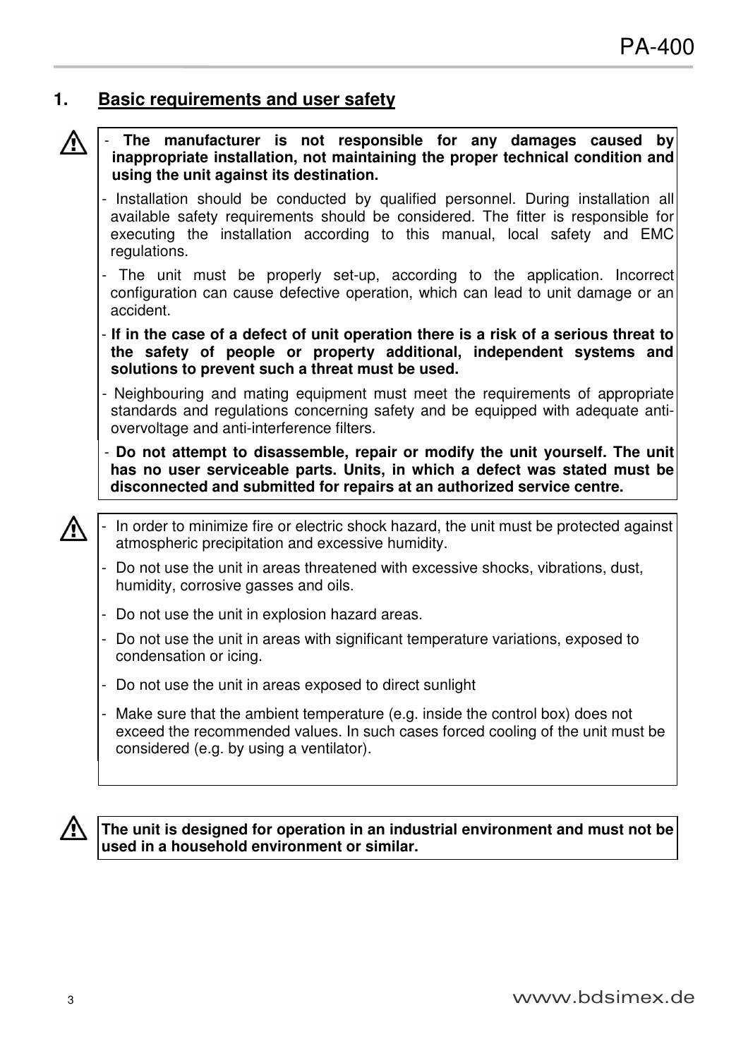## 1. Basic requirements and user safety

⚠

- **The manufacturer is not responsible for any damages caused by inappropriate installation, not maintaining the proper technical condition and using the unit against its destination.**
- Installation should be conducted by qualified personnel. During installation all available safety requirements should be considered. The fitter is responsible for executing the installation according to this manual, local safety and EMC regulations.
- The unit must be properly set-up, according to the application. Incorrect configuration can cause defective operation, which can lead to unit damage or an accident.
- **If in the case of a defect of unit operation there is a risk of a serious threat to the safety of people or property additional, independent systems and solutions to prevent such a threat must be used.**
- Neighbouring and mating equipment must meet the requirements of appropriate standards and regulations concerning safety and be equipped with adequate anti-overvoltage and anti-interference filters.
- **Do not attempt to disassemble, repair or modify the unit yourself. The unit has no user serviceable parts. Units, in which a defect was stated must be disconnected and submitted for repairs at an authorized service centre.**

⚠

- In order to minimize fire or electric shock hazard, the unit must be protected against atmospheric precipitation and excessive humidity.
- Do not use the unit in areas threatened with excessive shocks, vibrations, dust, humidity, corrosive gasses and oils.
- Do not use the unit in explosion hazard areas.
- Do not use the unit in areas with significant temperature variations, exposed to condensation or icing.
- Do not use the unit in areas exposed to direct sunlight
- Make sure that the ambient temperature (e.g. inside the control box) does not exceed the recommended values. In such cases forced cooling of the unit must be considered (e.g. by using a ventilator).

⚠

**The unit is designed for operation in an industrial environment and must not be used in a household environment or similar.**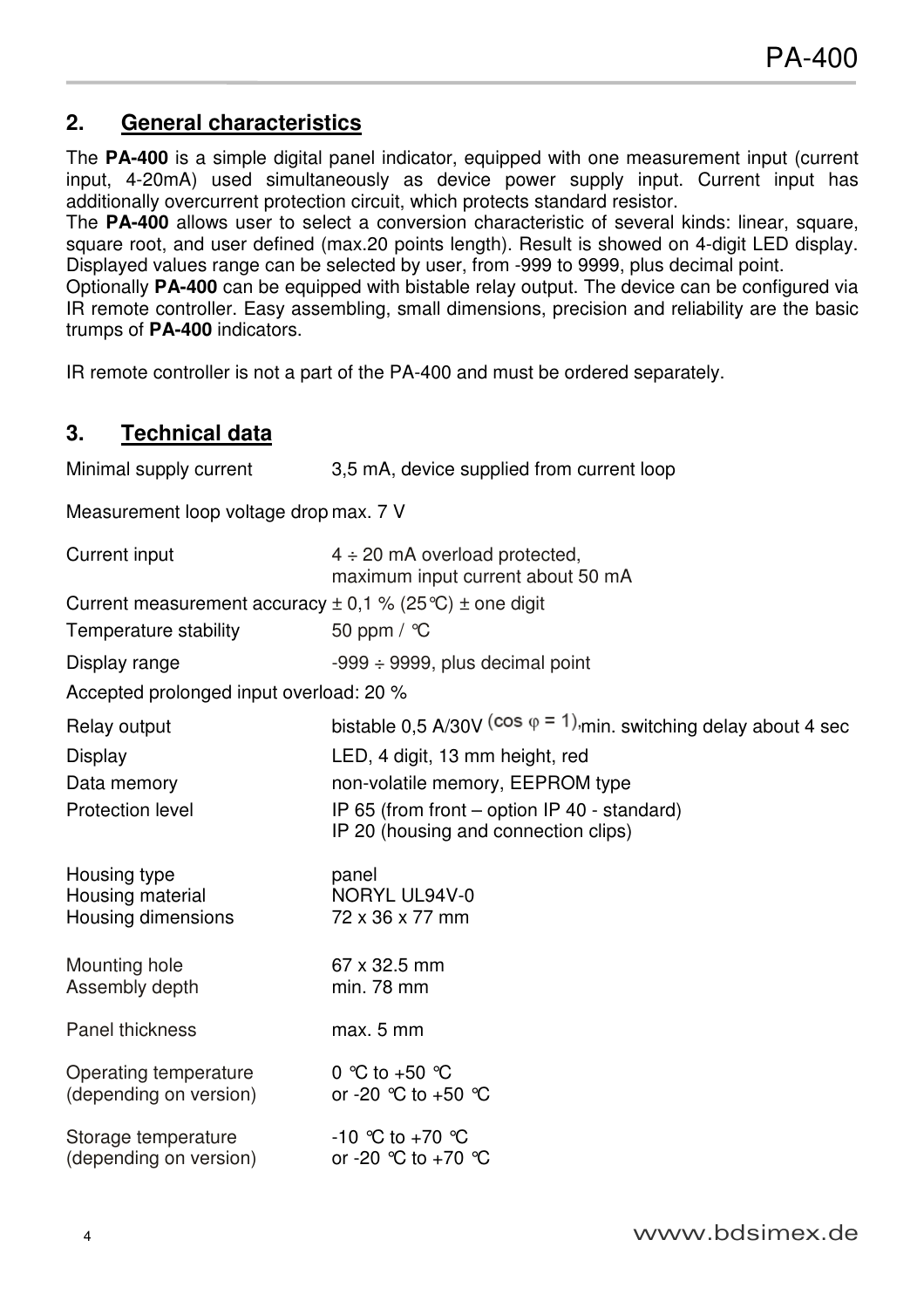## 2. General characteristics

The **PA-400** is a simple digital panel indicator, equipped with one measurement input (current input, 4-20mA) used simultaneously as device power supply input. Current input has additionally overcurrent protection circuit, which protects standard resistor.
The **PA-400** allows user to select a conversion characteristic of several kinds: linear, square, square root, and user defined (max.20 points length). Result is showed on 4-digit LED display. Displayed values range can be selected by user, from -999 to 9999, plus decimal point.
Optionally **PA-400** can be equipped with bistable relay output. The device can be configured via IR remote controller. Easy assembling, small dimensions, precision and reliability are the basic trumps of **PA-400** indicators.

IR remote controller is not a part of the PA-400 and must be ordered separately.

## 3. Technical data

| | |
|---|---|
| Minimal supply current | 3,5 mA, device supplied from current loop |
| Measurement loop voltage drop | max. 7 V |
| Current input | 4 ÷ 20 mA overload protected, maximum input current about 50 mA |
| Current measurement accuracy | ± 0,1 % (25°C) ± one digit |
| Temperature stability | 50 ppm / °C |
| Display range | -999 ÷ 9999, plus decimal point |
| Accepted prolonged input overload: | 20 % |
| Relay output | bistable 0,5 A/30V $(\cos\varphi = 1)$, min. switching delay about 4 sec |
| Display | LED, 4 digit, 13 mm height, red |
| Data memory | non-volatile memory, EEPROM type |
| Protection level | IP 65 (from front – option IP 40 - standard) IP 20 (housing and connection clips) |
| Housing type | panel |
| Housing material | NORYL UL94V-0 |
| Housing dimensions | 72 x 36 x 77 mm |
| Mounting hole | 67 x 32.5 mm |
| Assembly depth | min. 78 mm |
| Panel thickness | max. 5 mm |
| Operating temperature (depending on version) | 0 °C to +50 °C or -20 °C to +50 °C |
| Storage temperature (depending on version) | -10 °C to +70 °C or -20 °C to +70 °C |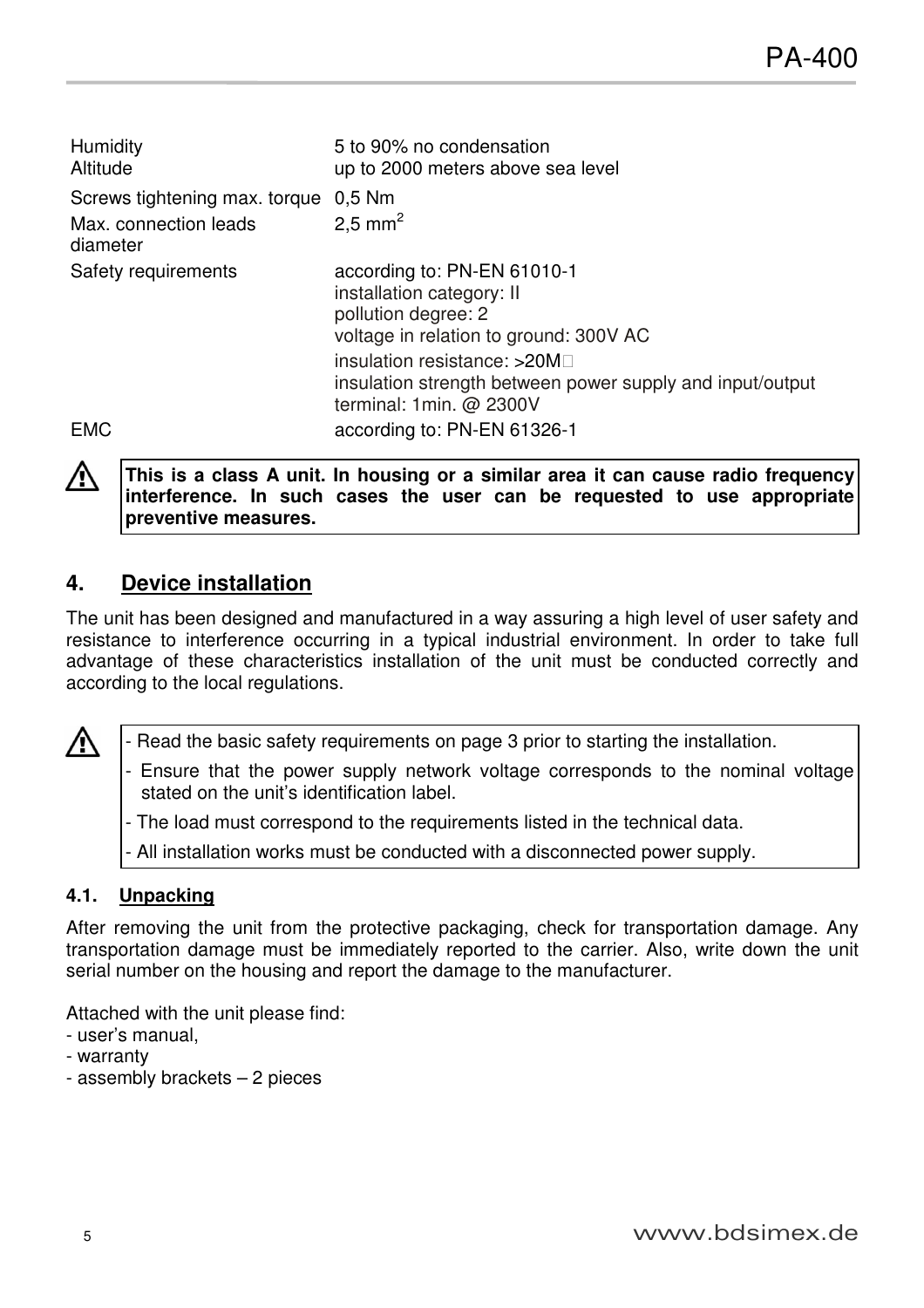| | |
|---|---|
| Humidity | 5 to 90% no condensation |
| Altitude | up to 2000 meters above sea level |
| Screws tightening max. torque | 0,5 Nm |
| Max. connection leads diameter | 2,5 mm$^2$ |
| Safety requirements | according to: PN-EN 61010-1<br>installation category: II<br>pollution degree: 2<br>voltage in relation to ground: 300V AC<br>insulation resistance: >20M<br>insulation strength between power supply and input/output terminal: 1min. @ 2300V |
| EMC | according to: PN-EN 61326-1 |

⚠ **This is a class A unit. In housing or a similar area it can cause radio frequency interference. In such cases the user can be requested to use appropriate preventive measures.**

## 4. Device installation

The unit has been designed and manufactured in a way assuring a high level of user safety and resistance to interference occurring in a typical industrial environment. In order to take full advantage of these characteristics installation of the unit must be conducted correctly and according to the local regulations.

⚠
- Read the basic safety requirements on page 3 prior to starting the installation.
- Ensure that the power supply network voltage corresponds to the nominal voltage stated on the unit's identification label.
- The load must correspond to the requirements listed in the technical data.
- All installation works must be conducted with a disconnected power supply.

### 4.1. Unpacking

After removing the unit from the protective packaging, check for transportation damage. Any transportation damage must be immediately reported to the carrier. Also, write down the unit serial number on the housing and report the damage to the manufacturer.

Attached with the unit please find:
- user's manual,
- warranty
- assembly brackets – 2 pieces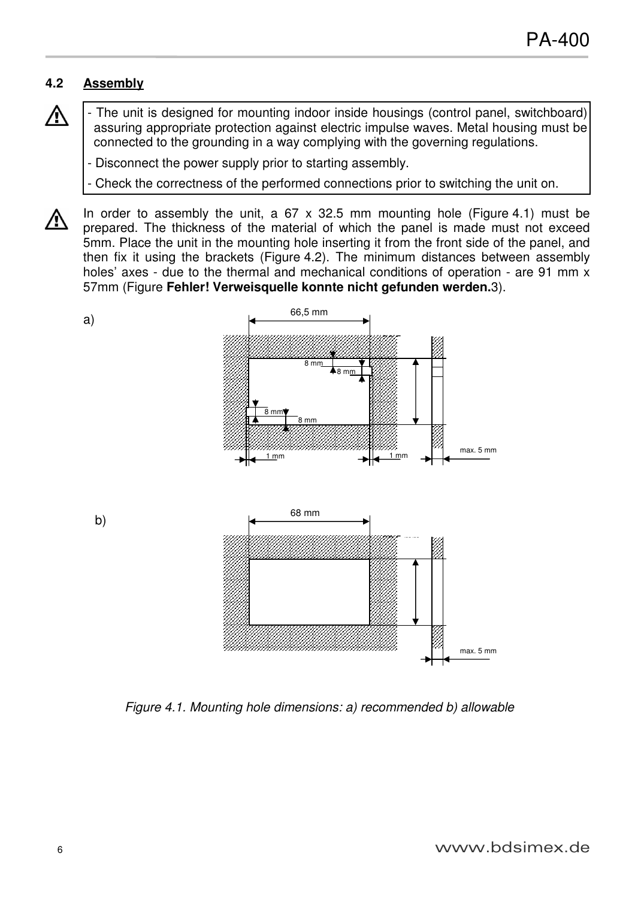## 4.2 Assembly

- The unit is designed for mounting indoor inside housings (control panel, switchboard) assuring appropriate protection against electric impulse waves. Metal housing must be connected to the grounding in a way complying with the governing regulations.
- Disconnect the power supply prior to starting assembly.
- Check the correctness of the performed connections prior to switching the unit on.

In order to assembly the unit, a 67 x 32.5 mm mounting hole (Figure 4.1) must be prepared. The thickness of the material of which the panel is made must not exceed 5mm. Place the unit in the mounting hole inserting it from the front side of the panel, and then fix it using the brackets (Figure 4.2). The minimum distances between assembly holes' axes - due to the thermal and mechanical conditions of operation - are 91 mm x 57mm (Figure **Fehler! Verweisquelle konnte nicht gefunden werden.**3).

a)

66,5 mm

8 mm

8 mm

8 mm

8 mm

1 mm

1 mm

max. 5 mm

b)

68 mm

max. 5 mm

*Figure 4.1. Mounting hole dimensions: a) recommended b) allowable*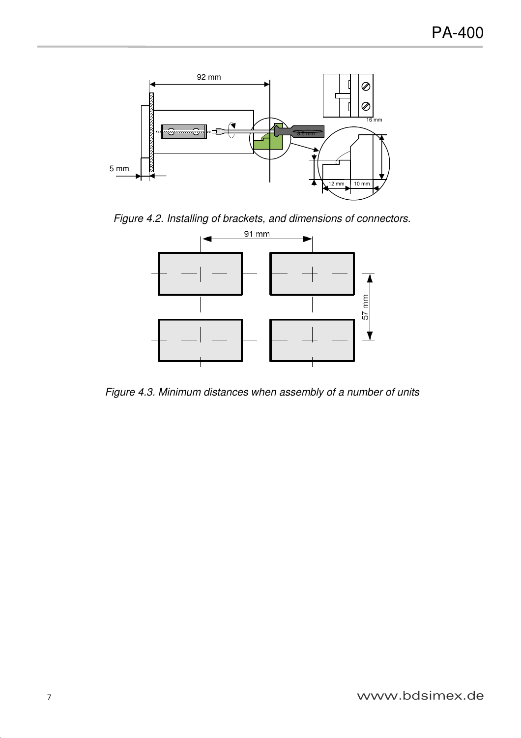92 mm

16 mm

8,5 mm

5 mm

12 mm

10 mm

*Figure 4.2. Installing of brackets, and dimensions of connectors.*

91 mm

57 mm

*Figure 4.3. Minimum distances when assembly of a number of units*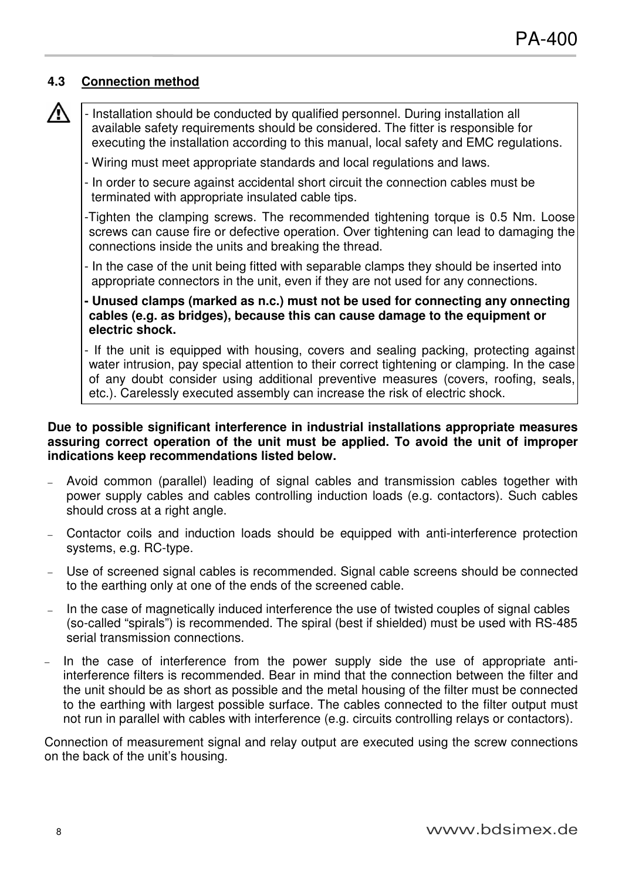## 4.3 Connection method

⚠

- Installation should be conducted by qualified personnel. During installation all available safety requirements should be considered. The fitter is responsible for executing the installation according to this manual, local safety and EMC regulations.
- Wiring must meet appropriate standards and local regulations and laws.
- In order to secure against accidental short circuit the connection cables must be terminated with appropriate insulated cable tips.
- Tighten the clamping screws. The recommended tightening torque is 0.5 Nm. Loose screws can cause fire or defective operation. Over tightening can lead to damaging the connections inside the units and breaking the thread.
- In the case of the unit being fitted with separable clamps they should be inserted into appropriate connectors in the unit, even if they are not used for any connections.
- **Unused clamps (marked as n.c.) must not be used for connecting any onnecting cables (e.g. as bridges), because this can cause damage to the equipment or electric shock.**
- If the unit is equipped with housing, covers and sealing packing, protecting against water intrusion, pay special attention to their correct tightening or clamping. In the case of any doubt consider using additional preventive measures (covers, roofing, seals, etc.). Carelessly executed assembly can increase the risk of electric shock.

**Due to possible significant interference in industrial installations appropriate measures assuring correct operation of the unit must be applied. To avoid the unit of improper indications keep recommendations listed below.**

- Avoid common (parallel) leading of signal cables and transmission cables together with power supply cables and cables controlling induction loads (e.g. contactors). Such cables should cross at a right angle.
- Contactor coils and induction loads should be equipped with anti-interference protection systems, e.g. RC-type.
- Use of screened signal cables is recommended. Signal cable screens should be connected to the earthing only at one of the ends of the screened cable.
- In the case of magnetically induced interference the use of twisted couples of signal cables (so-called "spirals") is recommended. The spiral (best if shielded) must be used with RS-485 serial transmission connections.
- In the case of interference from the power supply side the use of appropriate anti-interference filters is recommended. Bear in mind that the connection between the filter and the unit should be as short as possible and the metal housing of the filter must be connected to the earthing with largest possible surface. The cables connected to the filter output must not run in parallel with cables with interference (e.g. circuits controlling relays or contactors).

Connection of measurement signal and relay output are executed using the screw connections on the back of the unit's housing.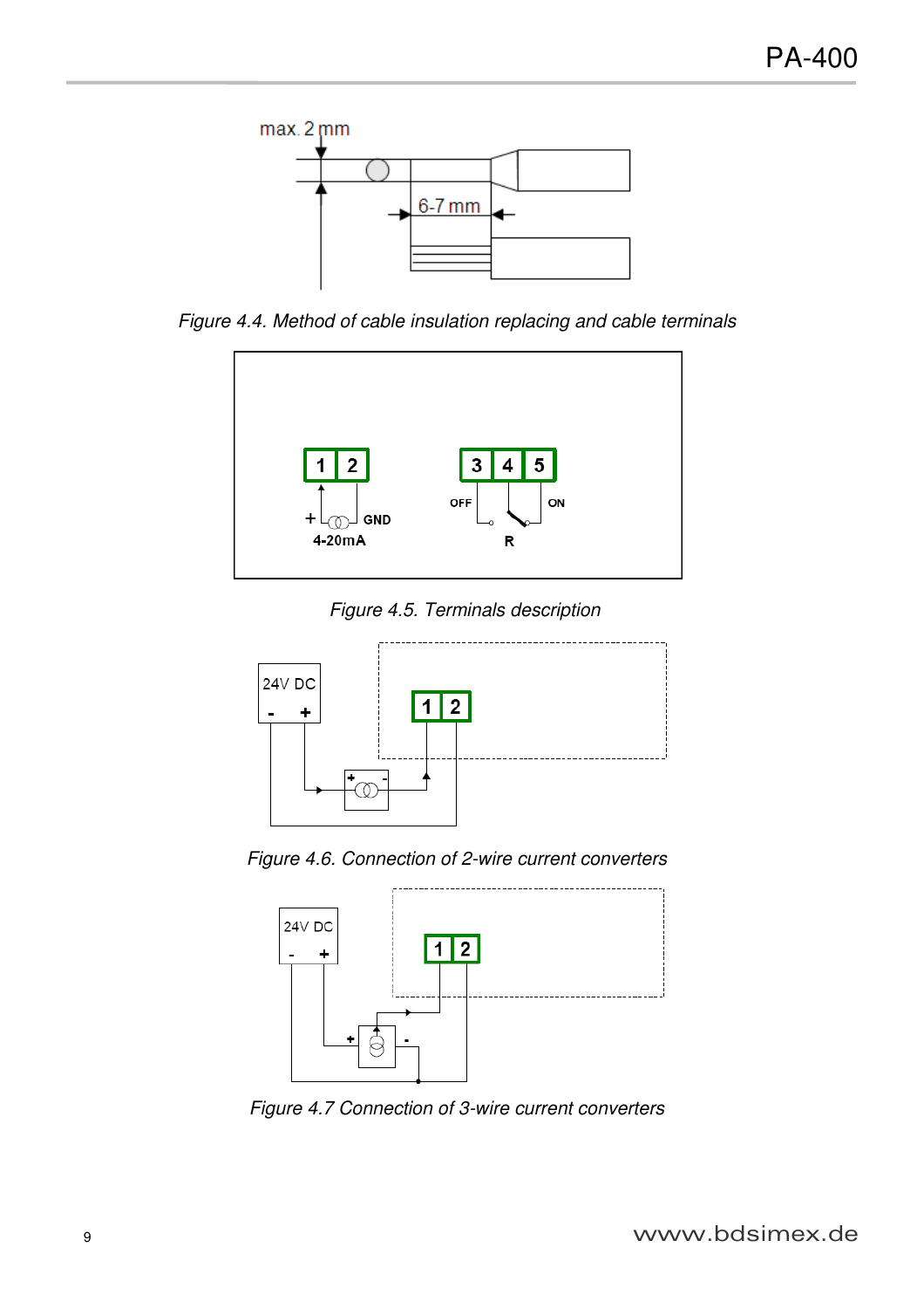max. 2 mm

6-7 mm

*Figure 4.4. Method of cable insulation replacing and cable terminals*

1 2

+ GND

4-20mA

3 4 5

OFF ON

R

*Figure 4.5. Terminals description*

24V DC

- +

1 2

*Figure 4.6. Connection of 2-wire current converters*

24V DC

- +

1 2

*Figure 4.7 Connection of 3-wire current converters*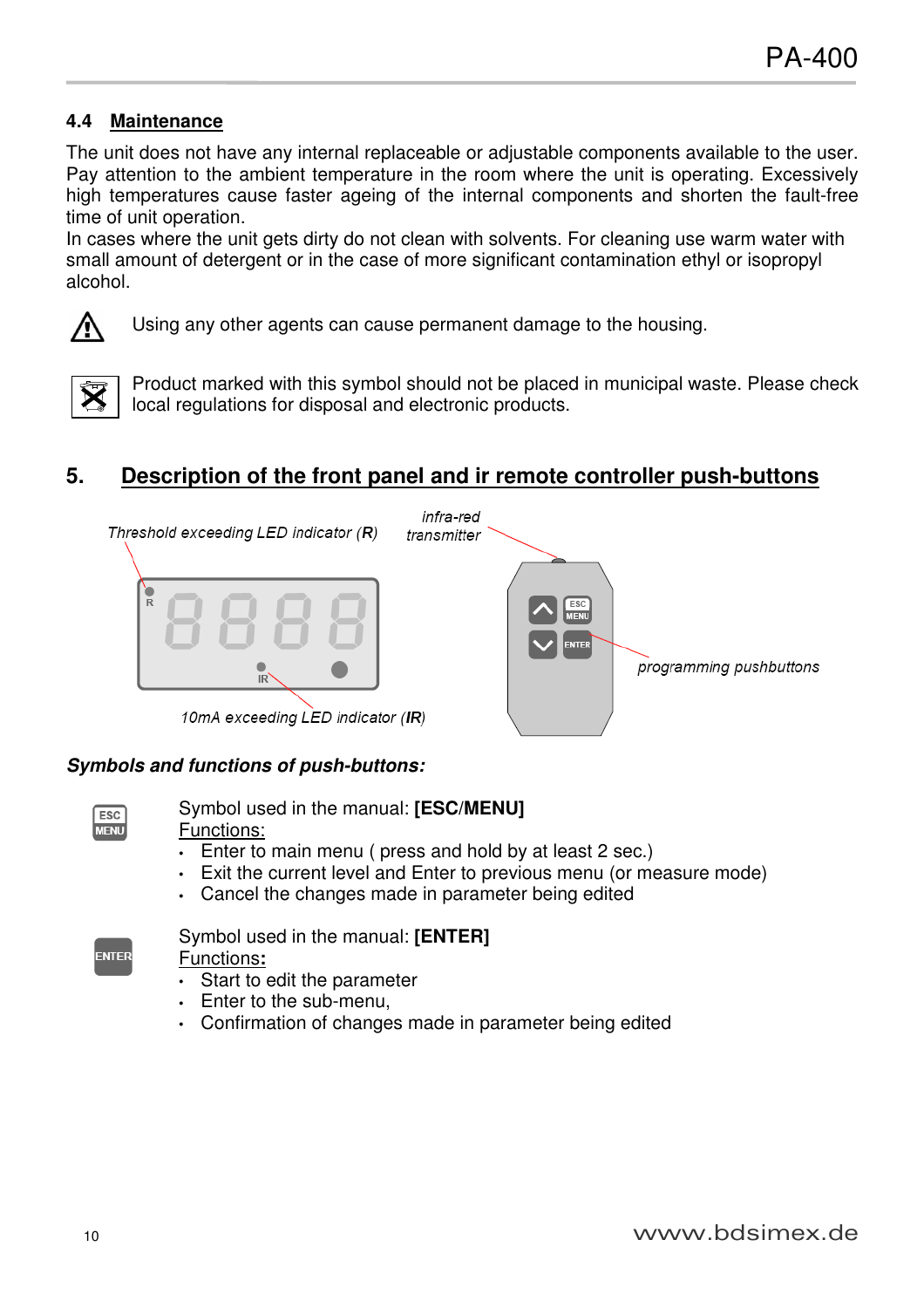### 4.4 Maintenance

The unit does not have any internal replaceable or adjustable components available to the user. Pay attention to the ambient temperature in the room where the unit is operating. Excessively high temperatures cause faster ageing of the internal components and shorten the fault-free time of unit operation.
In cases where the unit gets dirty do not clean with solvents. For cleaning use warm water with small amount of detergent or in the case of more significant contamination ethyl or isopropyl alcohol.

Using any other agents can cause permanent damage to the housing.

Product marked with this symbol should not be placed in municipal waste. Please check local regulations for disposal and electronic products.

## 5. Description of the front panel and ir remote controller push-buttons

*Threshold exceeding LED indicator (**R**)*

*infra-red transmitter*

*programming pushbuttons*

*10mA exceeding LED indicator (**IR**)*

***Symbols and functions of push-buttons:***

Symbol used in the manual: **[ESC/MENU]**
Functions:
- Enter to main menu ( press and hold by at least 2 sec.)
- Exit the current level and Enter to previous menu (or measure mode)
- Cancel the changes made in parameter being edited

Symbol used in the manual: **[ENTER]**
Functions**:**
- Start to edit the parameter
- Enter to the sub-menu,
- Confirmation of changes made in parameter being edited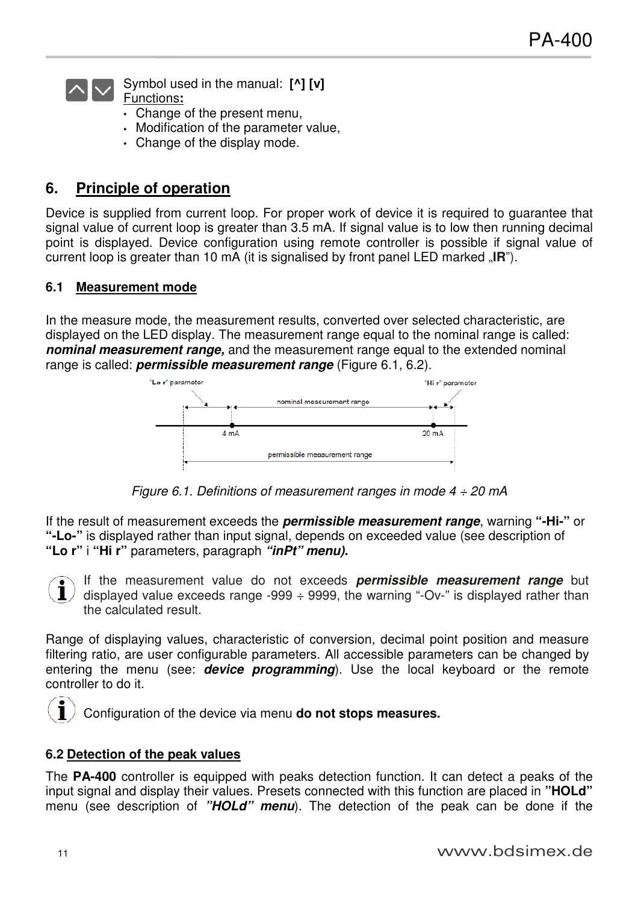Symbol used in the manual: **[^] [v]**
Functions**:**

- Change of the present menu,
- Modification of the parameter value,
- Change of the display mode.

## 6. Principle of operation

Device is supplied from current loop. For proper work of device it is required to guarantee that signal value of current loop is greater than 3.5 mA. If signal value is to low then running decimal point is displayed. Device configuration using remote controller is possible if signal value of current loop is greater than 10 mA (it is signalised by front panel LED marked „**IR**").

### 6.1 Measurement mode

In the measure mode, the measurement results, converted over selected characteristic, are displayed on the LED display. The measurement range equal to the nominal range is called: ***nominal measurement range,*** and the measurement range equal to the extended nominal range is called: ***permissible measurement range*** (Figure 6.1, 6.2).

*Figure 6.1. Definitions of measurement ranges in mode 4 ÷ 20 mA*

If the result of measurement exceeds the ***permissible measurement range***, warning **"-Hi-"** or **"-Lo-"** is displayed rather than input signal, depends on exceeded value (see description of **"Lo r"** i **"Hi r"** parameters, paragraph ***"inPt" menu).***

If the measurement value do not exceeds ***permissible measurement range*** but displayed value exceeds range -999 ÷ 9999, the warning "-Ov-" is displayed rather than the calculated result.

Range of displaying values, characteristic of conversion, decimal point position and measure filtering ratio, are user configurable parameters. All accessible parameters can be changed by entering the menu (see: ***device programming***). Use the local keyboard or the remote controller to do it.

Configuration of the device via menu **do not stops measures.**

### 6.2 Detection of the peak values

The **PA-400** controller is equipped with peaks detection function. It can detect a peaks of the input signal and display their values. Presets connected with this function are placed in **"HOLd"** menu (see description of ***"HOLd" menu***). The detection of the peak can be done if the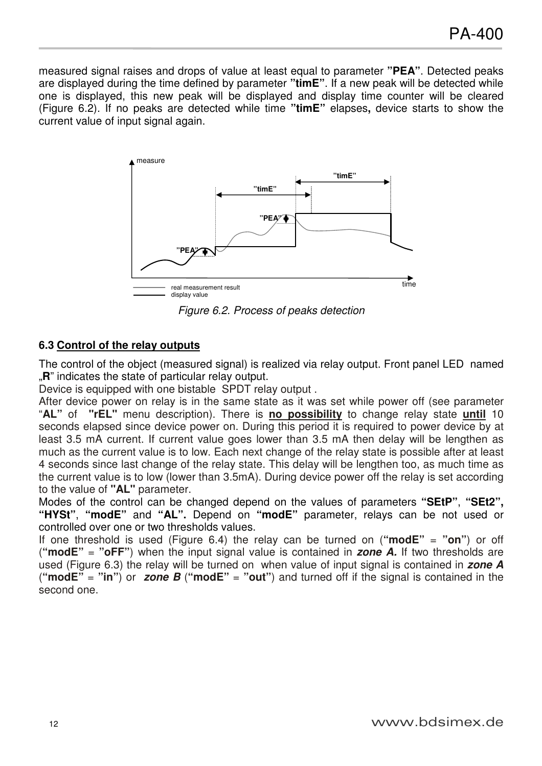measured signal raises and drops of value at least equal to parameter **"PEA"**. Detected peaks are displayed during the time defined by parameter **"timE"**. If a new peak will be detected while one is displayed, this new peak will be displayed and display time counter will be cleared (Figure 6.2). If no peaks are detected while time **"timE"** elapses**,** device starts to show the current value of input signal again.

measure

"timE"

"timE"

"PEA"

"PEA"

time

real measurement result
display value

*Figure 6.2. Process of peaks detection*

### 6.3 Control of the relay outputs

The control of the object (measured signal) is realized via relay output. Front panel LED named „**R**" indicates the state of particular relay output.

Device is equipped with one bistable SPDT relay output .

After device power on relay is in the same state as it was set while power off (see parameter "**AL"** of **"rEL"** menu description). There is **no possibility** to change relay state **until** 10 seconds elapsed since device power on. During this period it is required to power device by at least 3.5 mA current. If current value goes lower than 3.5 mA then delay will be lengthen as much as the current value is to low. Each next change of the relay state is possible after at least 4 seconds since last change of the relay state. This delay will be lengthen too, as much time as the current value is to low (lower than 3.5mA). During device power off the relay is set according to the value of **"AL"** parameter.

Modes of the control can be changed depend on the values of parameters **"SEtP"**, **"SEt2", "HYSt"**, **"modE"** and **"AL".** Depend on **"modE"** parameter, relays can be not used or controlled over one or two thresholds values.

If one threshold is used (Figure 6.4) the relay can be turned on (**"modE"** = **"on"**) or off (**"modE"** = **"oFF"**) when the input signal value is contained in ***zone A.*** If two thresholds are used (Figure 6.3) the relay will be turned on when value of input signal is contained in ***zone A*** (**"modE"** = **"in"**) or ***zone B*** (**"modE"** = **"out"**) and turned off if the signal is contained in the second one.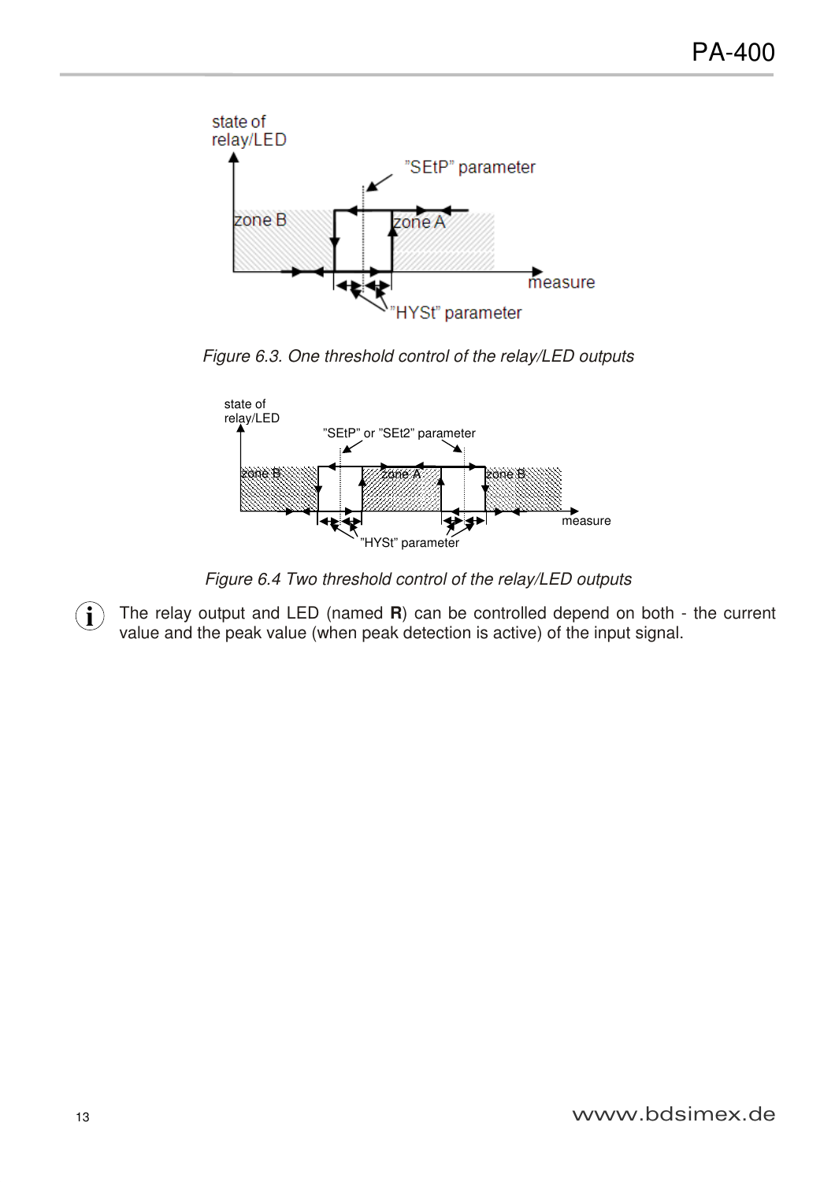state of
relay/LED

"SEtP" parameter

zone B

zone A

measure

"HYSt" parameter

*Figure 6.3. One threshold control of the relay/LED outputs*

state of
relay/LED

"SEtP" or "SEt2" parameter

zone B

zone A

zone B

measure

"HYSt" parameter

*Figure 6.4 Two threshold control of the relay/LED outputs*

The relay output and LED (named **R**) can be controlled depend on both - the current value and the peak value (when peak detection is active) of the input signal.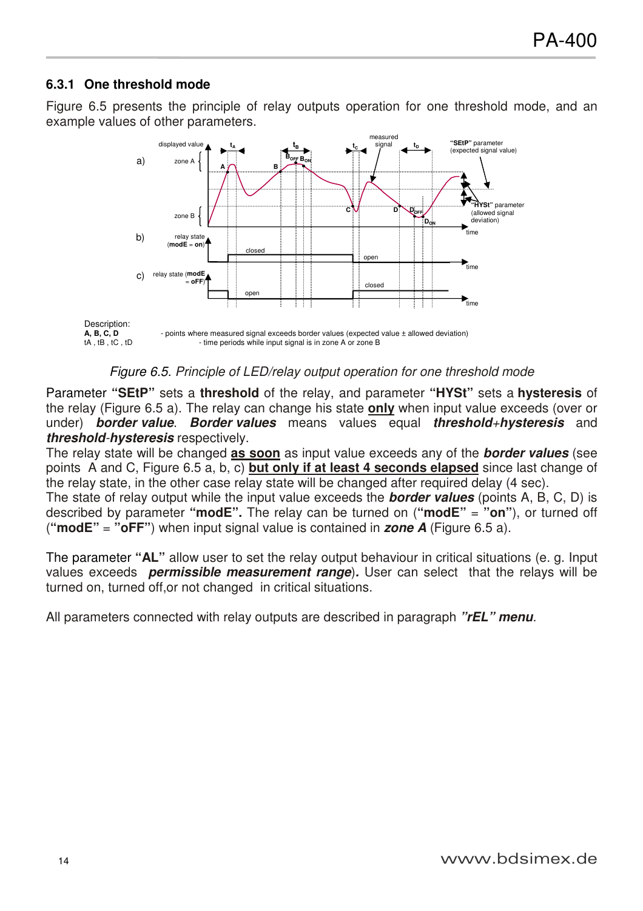### 6.3.1 One threshold mode

Figure 6.5 presents the principle of relay outputs operation for one threshold mode, and an example values of other parameters.

a)
displayed value
zone A
zone B
$t_A$
$t_B$
$t_C$
$t_D$
measured signal
**"SEtP"** parameter (expected signal value)
A
B
$B_{OFF}$ $B_{ON}$
C
D
$D_{OFF}$
$D_{ON}$
**"HYSt"** parameter (allowed signal deviation)
time

b)
relay state (**modE** = **on**)
closed
open
time

c)
relay state (**modE** = **oFF**)
open
closed
time

Description:
**A, B, C, D** - points where measured signal exceeds border values (expected value ± allowed deviation)
tA , tB , tC , tD - time periods while input signal is in zone A or zone B

*Figure 6.5. Principle of LED/relay output operation for one threshold mode*

Parameter **"SEtP"** sets a **threshold** of the relay, and parameter **"HYSt"** sets a **hysteresis** of the relay (Figure 6.5 a). The relay can change his state **only** when input value exceeds (over or under) ***border value***. ***Border values*** means values equal ***threshold+hysteresis*** and ***threshold-hysteresis*** respectively.
The relay state will be changed **as soon** as input value exceeds any of the ***border values*** (see points A and C, Figure 6.5 a, b, c) **but only if at least 4 seconds elapsed** since last change of the relay state, in the other case relay state will be changed after required delay (4 sec).
The state of relay output while the input value exceeds the ***border values*** (points A, B, C, D) is described by parameter **"modE".** The relay can be turned on (**"modE"** = **"on"**), or turned off (**"modE"** = **"oFF"**) when input signal value is contained in ***zone A*** (Figure 6.5 a).

The parameter **"AL"** allow user to set the relay output behaviour in critical situations (e. g. Input values exceeds ***permissible measurement range***)**.** User can select that the relays will be turned on, turned off,or not changed in critical situations.

All parameters connected with relay outputs are described in paragraph ***"rEL" menu***.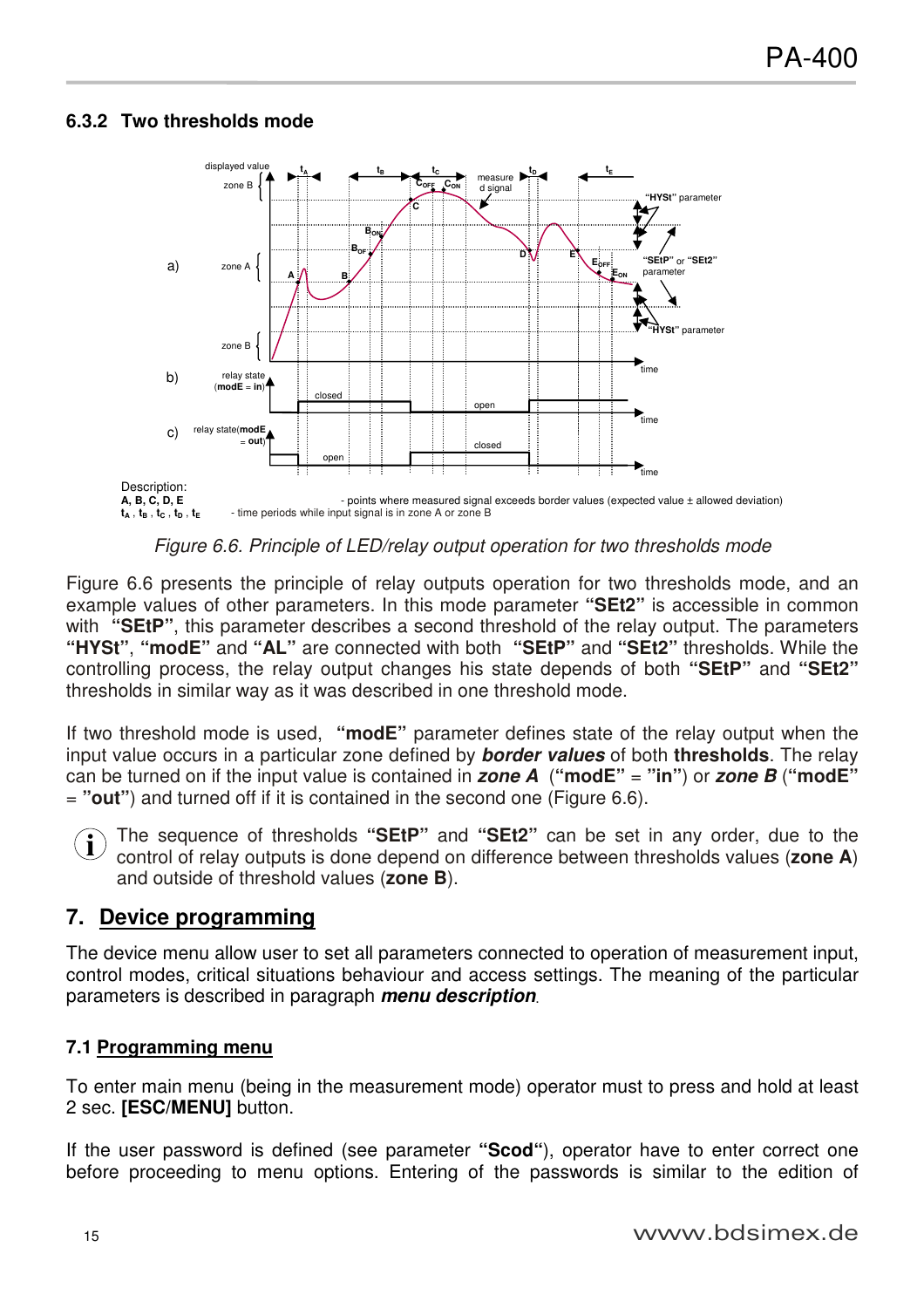### 6.3.2 Two thresholds mode

displayed value
zone B
zone A
zone B
a)
$t_A$ $t_B$ $t_C$ $t_D$ $t_E$
measured signal
"HYSt" parameter
"SEtP" or "SEt2" parameter
"HYSt" parameter
A B $B_{OF}$ $B_{ON}$ C $C_{OFF}$ $C_{ON}$ D E $E_{OFF}$ $E_{ON}$
time
b) relay state (**modE** = **in**)
closed
open
time
c) relay state(**modE** = **out**)
open
closed
time

Description:
**A, B, C, D, E** - points where measured signal exceeds border values (expected value ± allowed deviation)
**$t_A$ , $t_B$ , $t_C$ , $t_D$ , $t_E$** - time periods while input signal is in zone A or zone B

*Figure 6.6. Principle of LED/relay output operation for two thresholds mode*

Figure 6.6 presents the principle of relay outputs operation for two thresholds mode, and an example values of other parameters. In this mode parameter **"SEt2"** is accessible in common with **"SEtP"**, this parameter describes a second threshold of the relay output. The parameters **"HYSt"**, **"modE"** and **"AL"** are connected with both **"SEtP"** and **"SEt2"** thresholds. While the controlling process, the relay output changes his state depends of both **"SEtP"** and **"SEt2"** thresholds in similar way as it was described in one threshold mode.

If two threshold mode is used, **"modE"** parameter defines state of the relay output when the input value occurs in a particular zone defined by ***border values*** of both **thresholds**. The relay can be turned on if the input value is contained in ***zone A*** (**"modE"** = **"in"**) or ***zone B*** (**"modE"** = **"out"**) and turned off if it is contained in the second one (Figure 6.6).

The sequence of thresholds **"SEtP"** and **"SEt2"** can be set in any order, due to the control of relay outputs is done depend on difference between thresholds values (**zone A**) and outside of threshold values (**zone B**).

## 7. Device programming

The device menu allow user to set all parameters connected to operation of measurement input, control modes, critical situations behaviour and access settings. The meaning of the particular parameters is described in paragraph ***menu description***.

### 7.1 Programming menu

To enter main menu (being in the measurement mode) operator must to press and hold at least 2 sec. **[ESC/MENU]** button.

If the user password is defined (see parameter **"Scod"**), operator have to enter correct one before proceeding to menu options. Entering of the passwords is similar to the edition of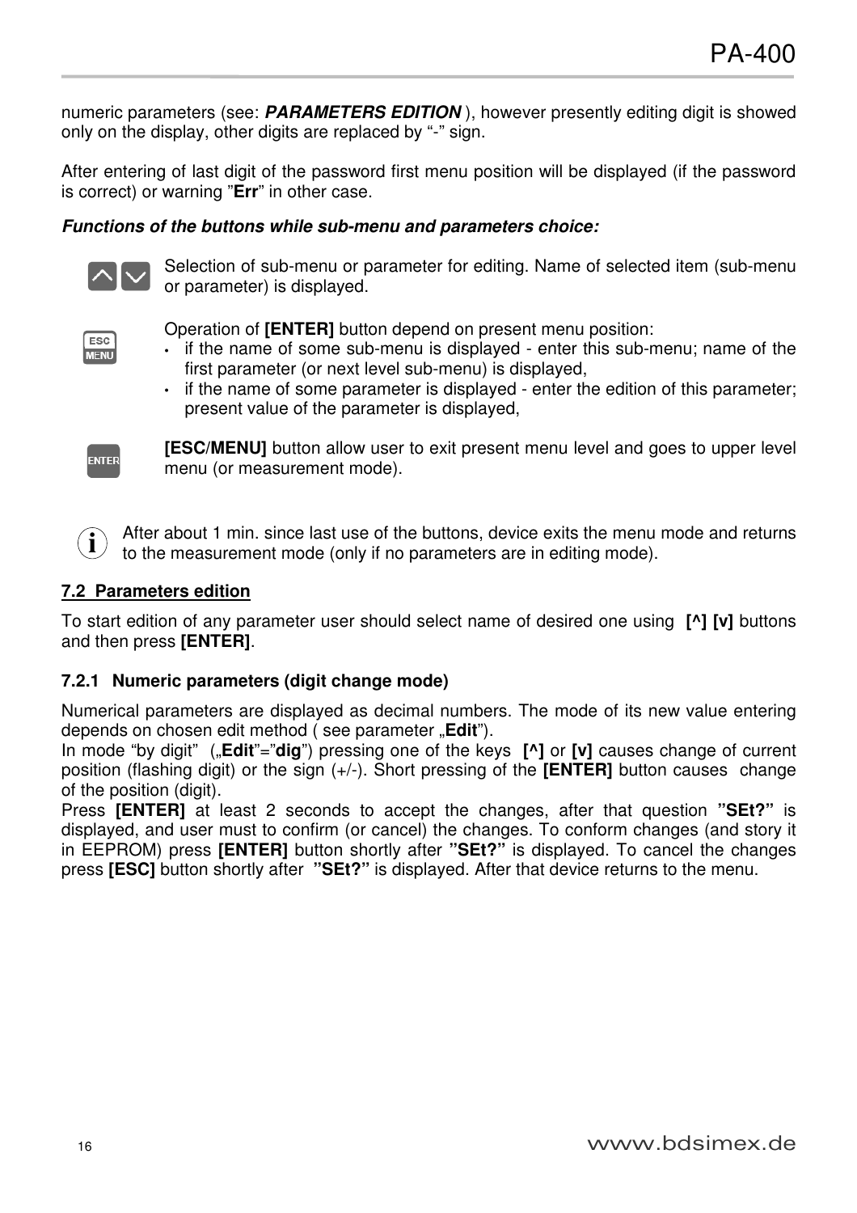numeric parameters (see: ***PARAMETERS EDITION*** ), however presently editing digit is showed only on the display, other digits are replaced by "-" sign.

After entering of last digit of the password first menu position will be displayed (if the password is correct) or warning "**Err**" in other case.

***Functions of the buttons while sub-menu and parameters choice:***

Selection of sub-menu or parameter for editing. Name of selected item (sub-menu or parameter) is displayed.

Operation of **[ENTER]** button depend on present menu position:

- if the name of some sub-menu is displayed - enter this sub-menu; name of the first parameter (or next level sub-menu) is displayed,
- if the name of some parameter is displayed - enter the edition of this parameter; present value of the parameter is displayed,

**[ESC/MENU]** button allow user to exit present menu level and goes to upper level menu (or measurement mode).

After about 1 min. since last use of the buttons, device exits the menu mode and returns to the measurement mode (only if no parameters are in editing mode).

## 7.2 Parameters edition

To start edition of any parameter user should select name of desired one using **[^] [v]** buttons and then press **[ENTER]**.

### 7.2.1 Numeric parameters (digit change mode)

Numerical parameters are displayed as decimal numbers. The mode of its new value entering depends on chosen edit method ( see parameter „**Edit**").
In mode "by digit" („**Edit**"="**dig**") pressing one of the keys **[^]** or **[v]** causes change of current position (flashing digit) or the sign (+/-). Short pressing of the **[ENTER]** button causes change of the position (digit).
Press **[ENTER]** at least 2 seconds to accept the changes, after that question **"SEt?"** is displayed, and user must to confirm (or cancel) the changes. To conform changes (and story it in EEPROM) press **[ENTER]** button shortly after **"SEt?"** is displayed. To cancel the changes press **[ESC]** button shortly after **"SEt?"** is displayed. After that device returns to the menu.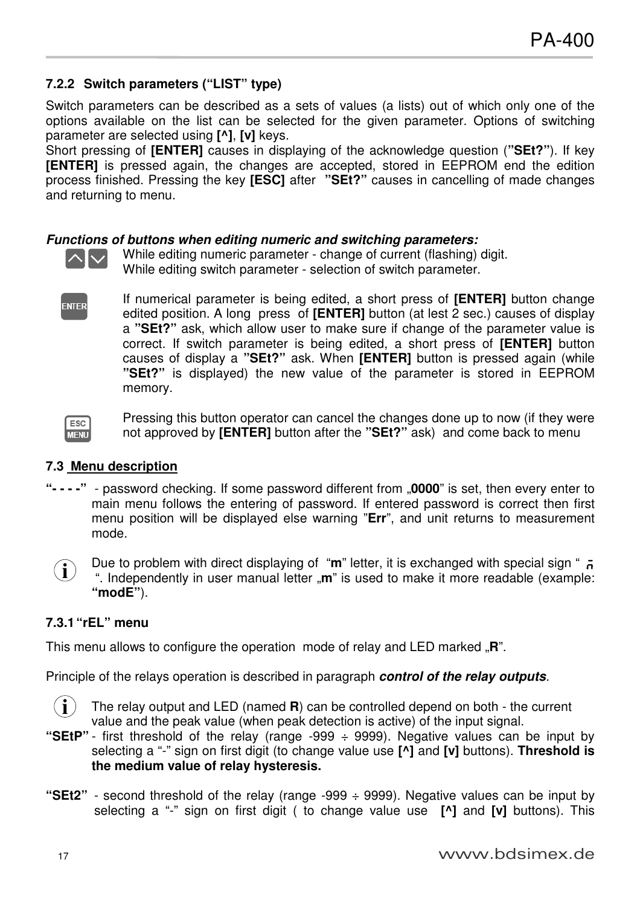### 7.2.2 Switch parameters (“LIST” type)

Switch parameters can be described as a sets of values (a lists) out of which only one of the options available on the list can be selected for the given parameter. Options of switching parameter are selected using **[^]**, **[v]** keys.
Short pressing of **[ENTER]** causes in displaying of the acknowledge question (**”SEt?”**). If key **[ENTER]** is pressed again, the changes are accepted, stored in EEPROM end the edition process finished. Pressing the key **[ESC]** after **”SEt?”** causes in cancelling of made changes and returning to menu.

***Functions of buttons when editing numeric and switching parameters:***

While editing numeric parameter - change of current (flashing) digit.
While editing switch parameter - selection of switch parameter.

If numerical parameter is being edited, a short press of **[ENTER]** button change edited position. A long press of **[ENTER]** button (at lest 2 sec.) causes of display a **”SEt?”** ask, which allow user to make sure if change of the parameter value is correct. If switch parameter is being edited, a short press of **[ENTER]** button causes of display a **”SEt?”** ask. When **[ENTER]** button is pressed again (while **”SEt?”** is displayed) the new value of the parameter is stored in EEPROM memory.

Pressing this button operator can cancel the changes done up to now (if they were not approved by **[ENTER]** button after the **”SEt?”** ask) and come back to menu

### 7.3 Menu description

**“- - - -”** - password checking. If some password different from „**0000**” is set, then every enter to main menu follows the entering of password. If entered password is correct then first menu position will be displayed else warning ”**Err**”, and unit returns to measurement mode.

Due to problem with direct displaying of “**m**” letter, it is exchanged with special sign “ ̅n ”. Independently in user manual letter „**m**” is used to make it more readable (example: **“modE”**).

### 7.3.1 “rEL” menu

This menu allows to configure the operation mode of relay and LED marked „**R**”.

Principle of the relays operation is described in paragraph ***control of the relay outputs***.

The relay output and LED (named **R**) can be controlled depend on both - the current value and the peak value (when peak detection is active) of the input signal.

**“SEtP”** - first threshold of the relay (range -999 ÷ 9999). Negative values can be input by selecting a “-” sign on first digit (to change value use **[^]** and **[v]** buttons). **Threshold is the medium value of relay hysteresis.**

**“SEt2”** - second threshold of the relay (range -999 ÷ 9999). Negative values can be input by selecting a “-” sign on first digit ( to change value use **[^]** and **[v]** buttons). This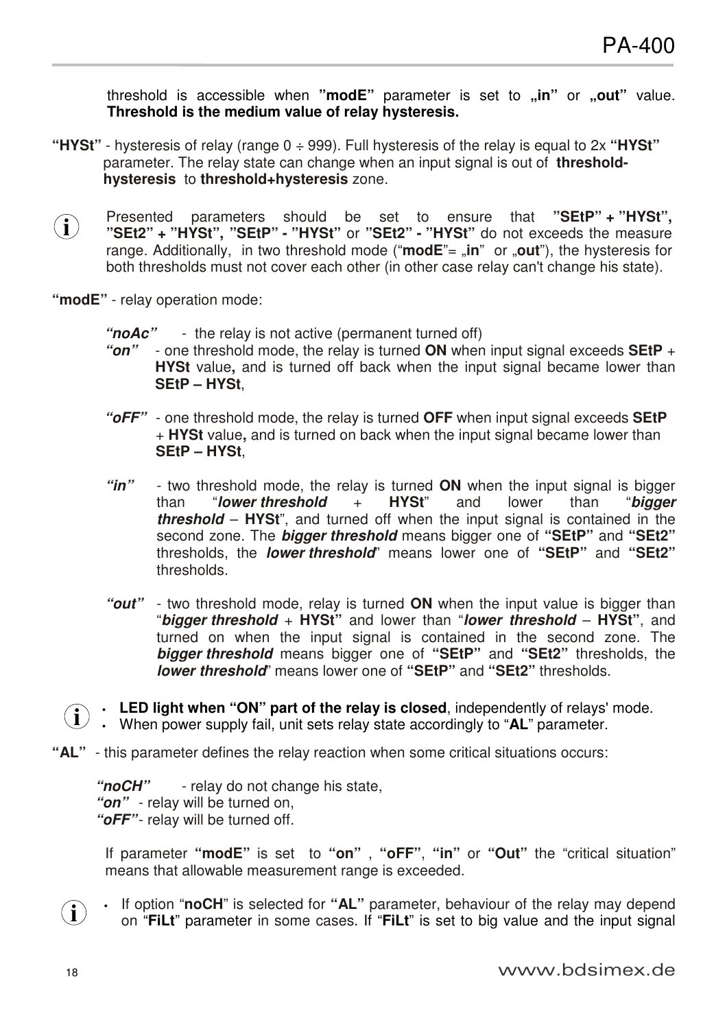threshold is accessible when **"modE"** parameter is set to **„in"** or **„out"** value. **Threshold is the medium value of relay hysteresis.**

**"HYSt"** - hysteresis of relay (range 0 ÷ 999). Full hysteresis of the relay is equal to 2x **"HYSt"** parameter. The relay state can change when an input signal is out of **threshold-hysteresis** to **threshold+hysteresis** zone.

Presented parameters should be set to ensure that **"SEtP" + "HYSt", "SEt2" + "HYSt", "SEtP" - "HYSt"** or **"SEt2" - "HYSt"** do not exceeds the measure range. Additionally, in two threshold mode ("**modE**"= „**in**" or „**out**"), the hysteresis for both thresholds must not cover each other (in other case relay can't change his state).

**"modE"** - relay operation mode:

***"noAc"*** - the relay is not active (permanent turned off)

***"on"*** - one threshold mode, the relay is turned **ON** when input signal exceeds **SEtP** + **HYSt** value**,** and is turned off back when the input signal became lower than **SEtP – HYSt**,

***"oFF"*** - one threshold mode, the relay is turned **OFF** when input signal exceeds **SEtP** + **HYSt** value**,** and is turned on back when the input signal became lower than **SEtP – HYSt**,

***"in"*** - two threshold mode, the relay is turned **ON** when the input signal is bigger than "***lower threshold*** + **HYSt**" and lower than "***bigger threshold*** – **HYSt**", and turned off when the input signal is contained in the second zone. The ***bigger threshold*** means bigger one of **"SEtP"** and **"SEt2"** thresholds, the ***lower threshold***" means lower one of **"SEtP"** and **"SEt2"** thresholds.

***"out"*** - two threshold mode, relay is turned **ON** when the input value is bigger than "***bigger threshold*** + **HYSt"** and lower than "***lower threshold*** – **HYSt"**, and turned on when the input signal is contained in the second zone. The ***bigger threshold*** means bigger one of **"SEtP"** and **"SEt2"** thresholds, the ***lower threshold***" means lower one of **"SEtP"** and **"SEt2"** thresholds.

- **LED light when "ON" part of the relay is closed**, independently of relays' mode.
- When power supply fail, unit sets relay state accordingly to "**AL**" parameter.

**"AL"** - this parameter defines the relay reaction when some critical situations occurs:

***"noCH"*** - relay do not change his state,
***"on"*** - relay will be turned on,
***"oFF"***- relay will be turned off.

If parameter **"modE"** is set to **"on"** , **"oFF"**, **"in"** or **"Out"** the "critical situation" means that allowable measurement range is exceeded.

- If option "**noCH**" is selected for **"AL"** parameter, behaviour of the relay may depend on "**FiLt**" parameter in some cases. If "**FiLt**" is set to big value and the input signal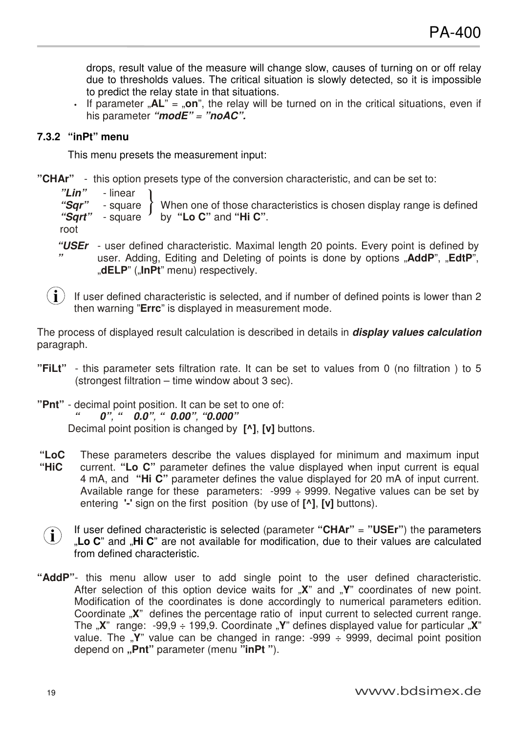drops, result value of the measure will change slow, causes of turning on or off relay due to thresholds values. The critical situation is slowly detected, so it is impossible to predict the relay state in that situations.

- If parameter „**AL**" = „**on**", the relay will be turned on in the critical situations, even if his parameter ***"modE" = "noAC".***

### 7.3.2 "inPt" menu

This menu presets the measurement input:

**"CHAr"** - this option presets type of the conversion characteristic, and can be set to:

- ***"Lin"*** - linear
- ***"Sqr"*** - square
- ***"Sqrt"*** - square root

When one of those characteristics is chosen display range is defined by **"Lo C"** and **"Hi C"**.

- ***"USEr"*** - user defined characteristic. Maximal length 20 points. Every point is defined by user. Adding, Editing and Deleting of points is done by options „**AddP**", „**EdtP**", „**dELP**" („**InPt**" menu) respectively.

If user defined characteristic is selected, and if number of defined points is lower than 2 then warning "**Errc**" is displayed in measurement mode.

The process of displayed result calculation is described in details in ***display values calculation*** paragraph.

**"FiLt"** - this parameter sets filtration rate. It can be set to values from 0 (no filtration ) to 5 (strongest filtration – time window about 3 sec).

**"Pnt"** - decimal point position. It can be set to one of:
*"   0", "   0.0", "  0.00", "0.000"*
Decimal point position is changed by **[^]**, **[v]** buttons.

**"LoC"**
**"HiC"** These parameters describe the values displayed for minimum and maximum input current. **"Lo C"** parameter defines the value displayed when input current is equal 4 mA, and **"Hi C"** parameter defines the value displayed for 20 mA of input current. Available range for these parameters: -999 ÷ 9999. Negative values can be set by entering **'-'** sign on the first position (by use of **[^]**, **[v]** buttons).

If user defined characteristic is selected (parameter **"CHAr"** = **"USEr"**) the parameters „**Lo C**" and „**Hi C**" are not available for modification, due to their values are calculated from defined characteristic.

**"AddP"**- this menu allow user to add single point to the user defined characteristic. After selection of this option device waits for „**X**" and „**Y**" coordinates of new point. Modification of the coordinates is done accordingly to numerical parameters edition. Coordinate „**X**" defines the percentage ratio of input current to selected current range. The „**X**" range: -99,9 ÷ 199,9. Coordinate „**Y**" defines displayed value for particular „**X**" value. The „**Y**" value can be changed in range: -999 ÷ 9999, decimal point position depend on **„Pnt"** parameter (menu **"inPt "**).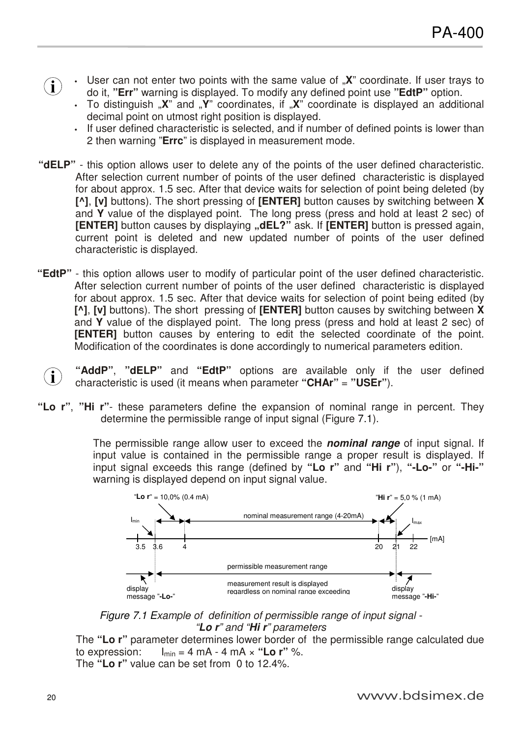- User can not enter two points with the same value of „**X**” coordinate. If user trays to do it, **”Err”** warning is displayed. To modify any defined point use **”EdtP”** option.
- To distinguish „**X**” and „**Y**” coordinates, if „**X**” coordinate is displayed an additional decimal point on utmost right position is displayed.
- If user defined characteristic is selected, and if number of defined points is lower than 2 then warning ”**Errc**” is displayed in measurement mode.

**“dELP”** - this option allows user to delete any of the points of the user defined characteristic. After selection current number of points of the user defined characteristic is displayed for about approx. 1.5 sec. After that device waits for selection of point being deleted (by **[^]**, **[v]** buttons). The short pressing of **[ENTER]** button causes by switching between **X** and **Y** value of the displayed point. The long press (press and hold at least 2 sec) of **[ENTER]** button causes by displaying **„dEL?”** ask. If **[ENTER]** button is pressed again, current point is deleted and new updated number of points of the user defined characteristic is displayed.

**“EdtP”** - this option allows user to modify of particular point of the user defined characteristic. After selection current number of points of the user defined characteristic is displayed for about approx. 1.5 sec. After that device waits for selection of point being edited (by **[^]**, **[v]** buttons). The short pressing of **[ENTER]** button causes by switching between **X** and **Y** value of the displayed point. The long press (press and hold at least 2 sec) of **[ENTER]** button causes by entering to edit the selected coordinate of the point. Modification of the coordinates is done accordingly to numerical parameters edition.

**“AddP”**, **”dELP”** and **“EdtP”** options are available only if the user defined characteristic is used (it means when parameter **“CHAr”** = **”USEr”**).

**“Lo r”**, **”Hi r”**- these parameters define the expansion of nominal range in percent. They determine the permissible range of input signal (Figure 7.1).

The permissible range allow user to exceed the ***nominal range*** of input signal. If input value is contained in the permissible range a proper result is displayed. If input signal exceeds this range (defined by **“Lo r”** and **“Hi r”**), **“-Lo-”** or **“-Hi-”** warning is displayed depend on input signal value.

”**Lo r**” = 10,0% (0.4 mA)
”**Hi r**” = 5,0 % (1 mA)
$I_{min}$
nominal measurement range (4-20mA)
$I_{max}$
[mA]
3.5 3.6 4 20 21 22
permissible measurement range
display message ”**-Lo-**”
measurement result is displayed regardless on nominal range exceeding
display message ”**-Hi-**”

*Figure 7.1 Example of definition of permissible range of input signal - “**Lo r**” and “**Hi r**” parameters*

The **“Lo r”** parameter determines lower border of the permissible range calculated due to expression: $I_{min}$ = 4 mA - 4 mA × **“Lo r”** %.

The **“Lo r”** value can be set from 0 to 12.4%.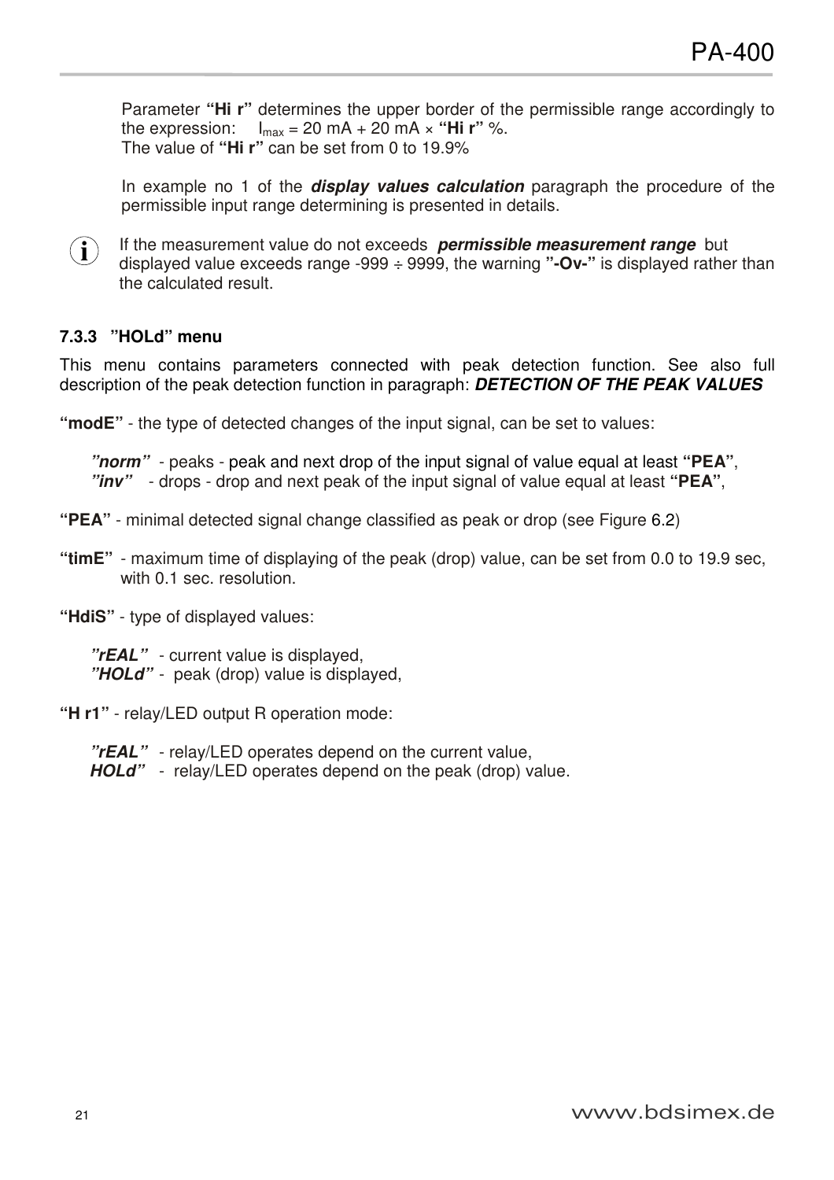Parameter **“Hi r”** determines the upper border of the permissible range accordingly to the expression: $I_{max}$ = 20 mA + 20 mA × **“Hi r”** %.
The value of **“Hi r”** can be set from 0 to 19.9%

In example no 1 of the ***display values calculation*** paragraph the procedure of the permissible input range determining is presented in details.

If the measurement value do not exceeds ***permissible measurement range*** but displayed value exceeds range -999 ÷ 9999, the warning **”-Ov-”** is displayed rather than the calculated result.

### 7.3.3 ”HOLd” menu

This menu contains parameters connected with peak detection function. See also full description of the peak detection function in paragraph: ***DETECTION OF THE PEAK VALUES***

**“modE”** - the type of detected changes of the input signal, can be set to values:

***”norm”*** - peaks - peak and next drop of the input signal of value equal at least **“PEA”**,
***”inv”*** - drops - drop and next peak of the input signal of value equal at least **“PEA”**,

**“PEA”** - minimal detected signal change classified as peak or drop (see Figure 6.2)

**“timE”** - maximum time of displaying of the peak (drop) value, can be set from 0.0 to 19.9 sec, with 0.1 sec. resolution.

**“HdiS”** - type of displayed values:

***”rEAL”*** - current value is displayed,
***”HOLd”*** - peak (drop) value is displayed,

**“H r1”** - relay/LED output R operation mode:

***”rEAL”*** - relay/LED operates depend on the current value,
***HOLd”*** - relay/LED operates depend on the peak (drop) value.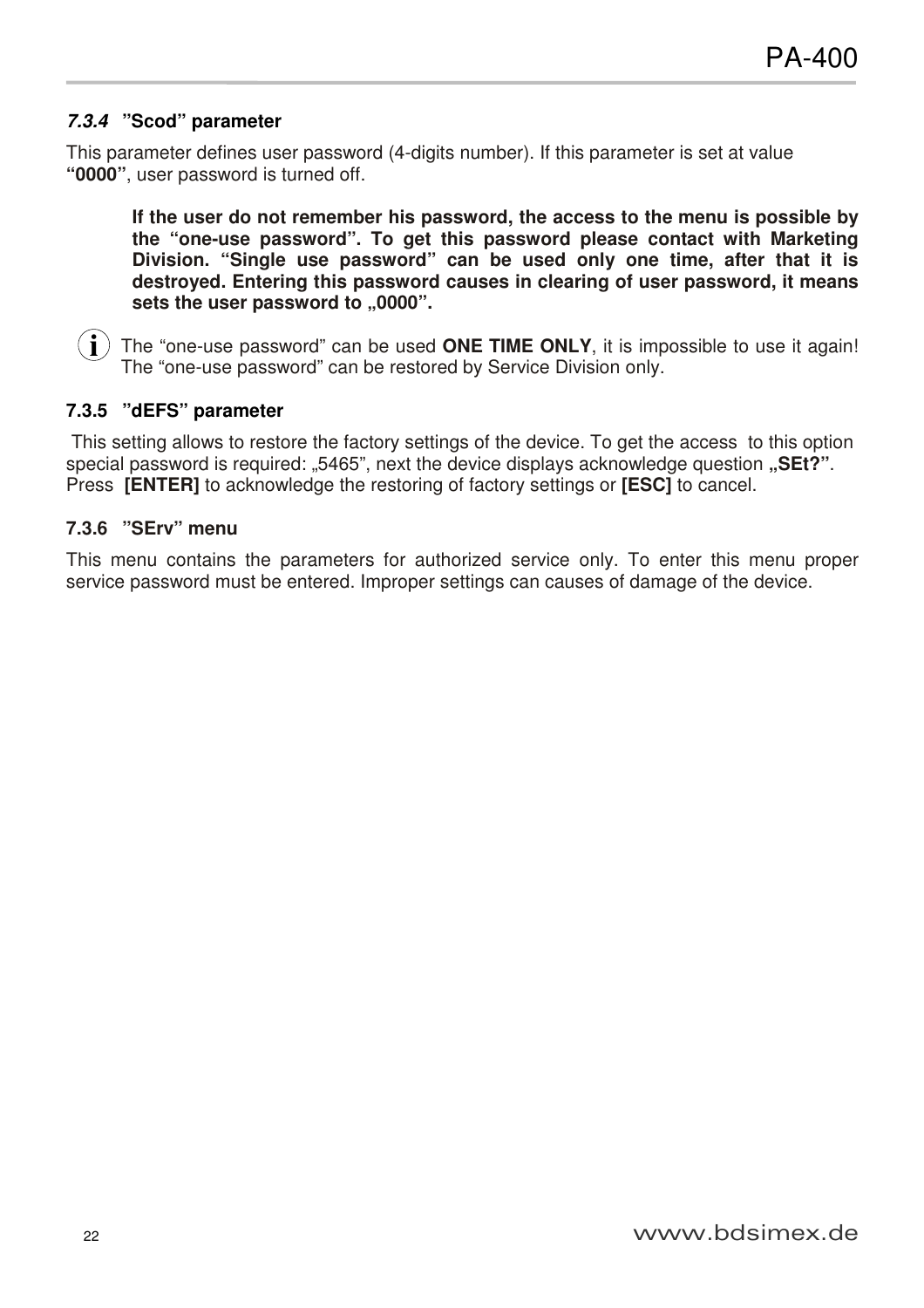### *7.3.4* "Scod" parameter

This parameter defines user password (4-digits number). If this parameter is set at value **"0000"**, user password is turned off.

**If the user do not remember his password, the access to the menu is possible by the "one-use password". To get this password please contact with Marketing Division. "Single use password" can be used only one time, after that it is destroyed. Entering this password causes in clearing of user password, it means sets the user password to „0000".**

The "one-use password" can be used **ONE TIME ONLY**, it is impossible to use it again! The "one-use password" can be restored by Service Division only.

### 7.3.5 "dEFS" parameter

This setting allows to restore the factory settings of the device. To get the access to this option special password is required: „5465", next the device displays acknowledge question **„SEt?"**. Press **[ENTER]** to acknowledge the restoring of factory settings or **[ESC]** to cancel.

### 7.3.6 "SErv" menu

This menu contains the parameters for authorized service only. To enter this menu proper service password must be entered. Improper settings can causes of damage of the device.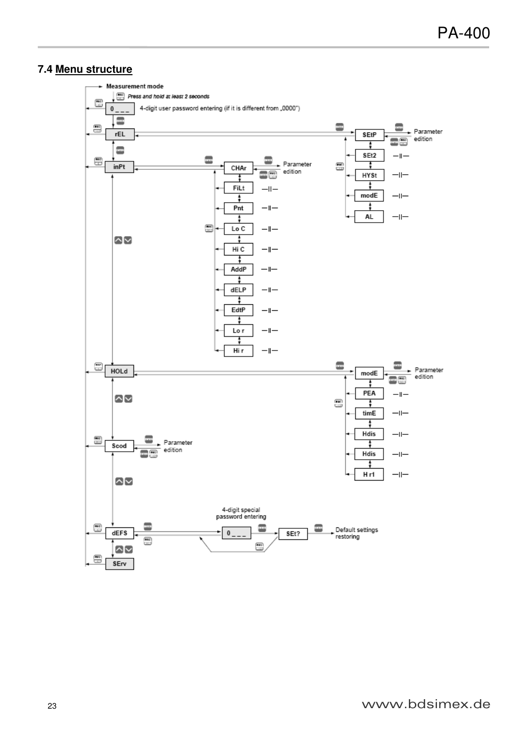## 7.4 Menu structure

Measurement mode

*Press and hold at least 2 seconds*

0 _ _ _ 4-digit user password entering (if it is different from „0000")

rEL

SEtP → Parameter edition

SEt2 —II—

HYSt —II—

modE —II—

AL —II—

inPt

CHAr → Parameter edition

FiLt —II—

Pnt —II—

Lo C —II—

Hi C —II—

AddP —II—

dELP —II—

EdtP —II—

Lo r —II—

Hi r —II—

HOLd

modE → Parameter edition

PEA —II—

timE —II—

Hdis —II—

Hdis —II—

H r1 —II—

Scod → Parameter edition

dEFS

4-digit special password entering

0 _ _ _

SEt? → Default settings restoring

SErv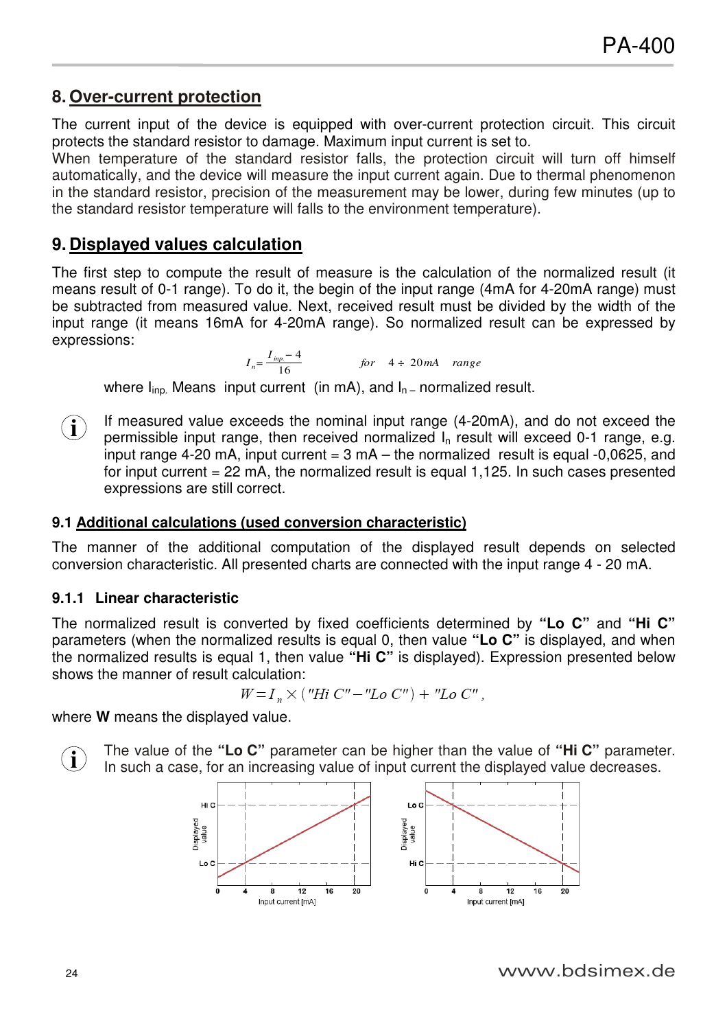## 8. Over-current protection

The current input of the device is equipped with over-current protection circuit. This circuit protects the standard resistor to damage. Maximum input current is set to.

When temperature of the standard resistor falls, the protection circuit will turn off himself automatically, and the device will measure the input current again. Due to thermal phenomenon in the standard resistor, precision of the measurement may be lower, during few minutes (up to the standard resistor temperature will falls to the environment temperature).

## 9. Displayed values calculation

The first step to compute the result of measure is the calculation of the normalized result (it means result of 0-1 range). To do it, the begin of the input range (4mA for 4-20mA range) must be subtracted from measured value. Next, received result must be divided by the width of the input range (it means 16mA for 4-20mA range). So normalized result can be expressed by expressions:

$$I_n = \frac{I_{inp.} - 4}{16} \qquad for \quad 4 \div 20mA \quad range$$

where $I_{inp.}$ Means input current (in mA), and $I_n$ – normalized result.

If measured value exceeds the nominal input range (4-20mA), and do not exceed the permissible input range, then received normalized $I_n$ result will exceed 0-1 range, e.g. input range 4-20 mA, input current = 3 mA – the normalized result is equal -0,0625, and for input current = 22 mA, the normalized result is equal 1,125. In such cases presented expressions are still correct.

### 9.1 Additional calculations (used conversion characteristic)

The manner of the additional computation of the displayed result depends on selected conversion characteristic. All presented charts are connected with the input range 4 - 20 mA.

#### 9.1.1 Linear characteristic

The normalized result is converted by fixed coefficients determined by **"Lo C"** and **"Hi C"** parameters (when the normalized results is equal 0, then value **"Lo C"** is displayed, and when the normalized results is equal 1, then value **"Hi C"** is displayed). Expression presented below shows the manner of result calculation:

$$W = I_n \times ("Hi\ C" - "Lo\ C") + "Lo\ C",$$

where **W** means the displayed value.

The value of the **"Lo C"** parameter can be higher than the value of **"Hi C"** parameter. In such a case, for an increasing value of input current the displayed value decreases.

Hi C
Lo C
Displayed value
0 4 8 12 16 20
Input current [mA]

Lo C
Hi C
Displayed value
0 4 8 12 16 20
Input current [mA]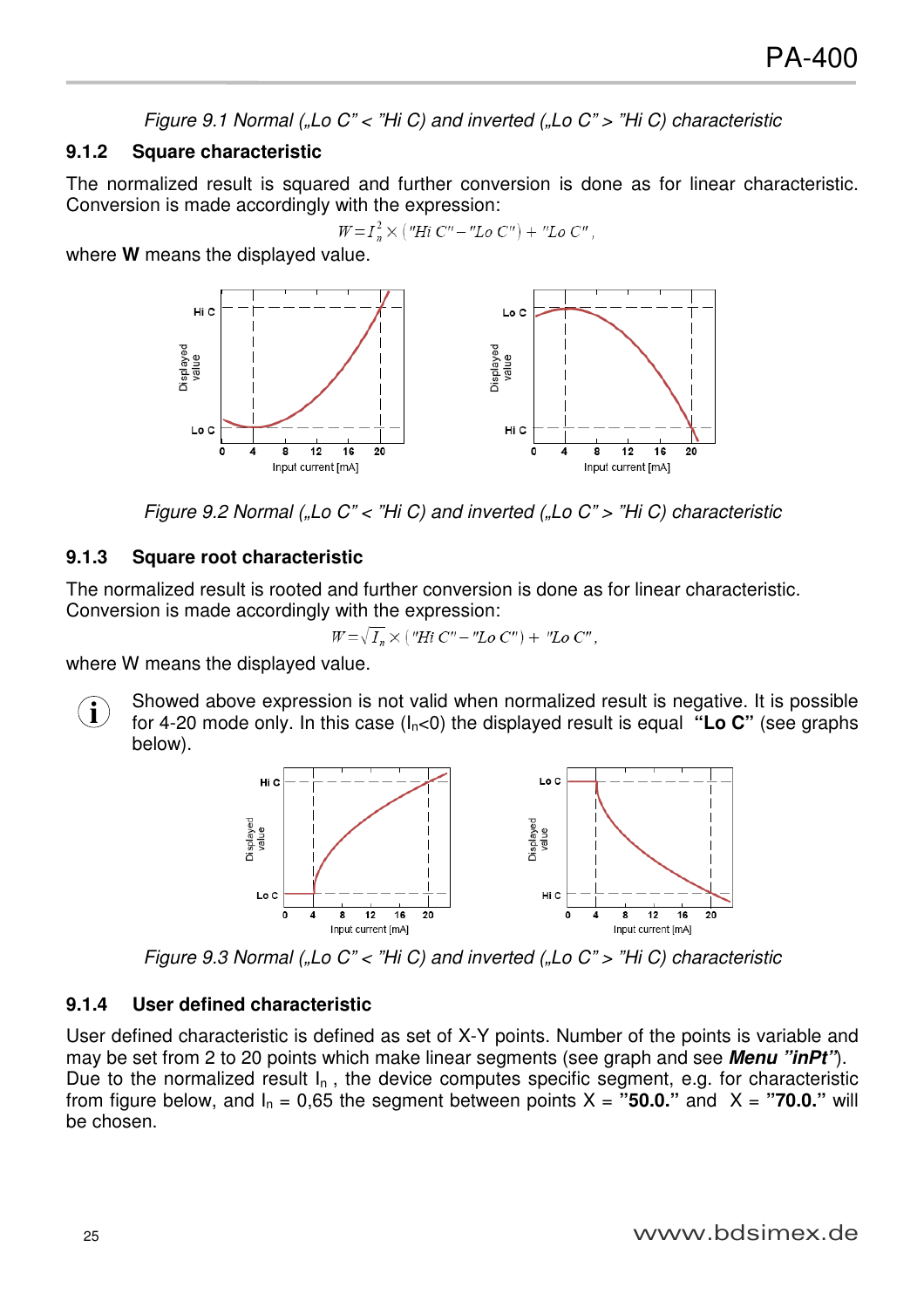*Figure 9.1 Normal („Lo C" < "Hi C) and inverted („Lo C" > "Hi C) characteristic*

### 9.1.2 Square characteristic

The normalized result is squared and further conversion is done as for linear characteristic. Conversion is made accordingly with the expression:

$$W = I_n^2 \times (\text{"Hi C"} - \text{"Lo C"}) + \text{"Lo C"},$$

where **W** means the displayed value.

Hi C
Lo C
Displayed value
0 4 8 12 16 20
Input current [mA]

Lo C
Hi C
Displayed value
0 4 8 12 16 20
Input current [mA]

*Figure 9.2 Normal („Lo C" < "Hi C) and inverted („Lo C" > "Hi C) characteristic*

### 9.1.3 Square root characteristic

The normalized result is rooted and further conversion is done as for linear characteristic. Conversion is made accordingly with the expression:

$$W = \sqrt{I_n} \times (\text{"Hi C"} - \text{"Lo C"}) + \text{"Lo C"},$$

where W means the displayed value.

Showed above expression is not valid when normalized result is negative. It is possible for 4-20 mode only. In this case ($I_n$<0) the displayed result is equal **"Lo C"** (see graphs below).

Hi C
Lo C
Displayed value
0 4 8 12 16 20
Input current [mA]

Lo C
Hi C
Displayed value
0 4 8 12 16 20
Input current [mA]

*Figure 9.3 Normal („Lo C" < "Hi C) and inverted („Lo C" > "Hi C) characteristic*

### 9.1.4 User defined characteristic

User defined characteristic is defined as set of X-Y points. Number of the points is variable and may be set from 2 to 20 points which make linear segments (see graph and see ***Menu "inPt"***). Due to the normalized result $I_n$ , the device computes specific segment, e.g. for characteristic from figure below, and $I_n$ = 0,65 the segment between points X = **"50.0."** and X = **"70.0."** will be chosen.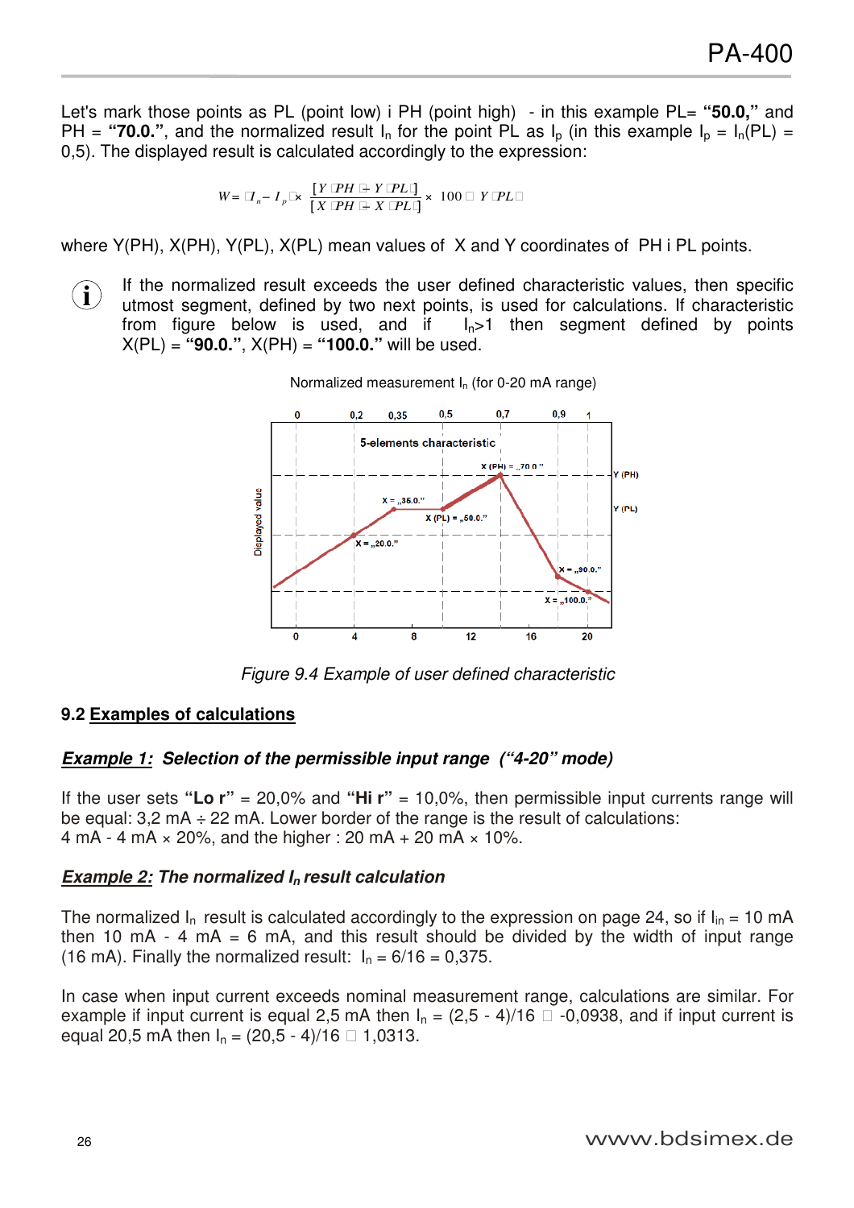Let's mark those points as PL (point low) i PH (point high) - in this example PL= **"50.0,"** and PH = **"70.0."**, and the normalized result $I_n$ for the point PL as $I_p$ (in this example $I_p$ = $I_n$(PL) = 0,5). The displayed result is calculated accordingly to the expression:

$$W = (I_n - I_p) \times \frac{[Y(PH) - Y(PL)]}{[X(PH) - X(PL)]} \times 100 + Y(PL)$$

where Y(PH), X(PH), Y(PL), X(PL) mean values of X and Y coordinates of PH i PL points.

If the normalized result exceeds the user defined characteristic values, then specific utmost segment, defined by two next points, is used for calculations. If characteristic from figure below is used, and if $I_n$>1 then segment defined by points X(PL) = **"90.0."**, X(PH) = **"100.0."** will be used.

Normalized measurement $I_n$ (for 0-20 mA range)

0 0,2 0,35 0,5 0,7 0,9 1

5-elements characteristic

X (PH) = „70.0."

X = „35.0."

X (PL) = „50.0."

X = „20.0."

X = „90.0."

X = „100.0."

Y (PH)

Y (PL)

Displayed value

0 4 8 12 16 20

*Figure 9.4 Example of user defined characteristic*

## 9.2 <u>Examples of calculations</u>

### *<u>Example 1:</u> Selection of the permissible input range ("4-20" mode)*

If the user sets **"Lo r"** = 20,0% and **"Hi r"** = 10,0%, then permissible input currents range will be equal: 3,2 mA ÷ 22 mA. Lower border of the range is the result of calculations:
4 mA - 4 mA × 20%, and the higher : 20 mA + 20 mA × 10%.

### *<u>Example 2:</u> The normalized $I_n$ result calculation*

The normalized $I_n$ result is calculated accordingly to the expression on page 24, so if $I_{in}$ = 10 mA then 10 mA - 4 mA = 6 mA, and this result should be divided by the width of input range (16 mA). Finally the normalized result: $I_n$ = 6/16 = 0,375.

In case when input current exceeds nominal measurement range, calculations are similar. For example if input current is equal 2,5 mA then $I_n$ = (2,5 - 4)/16 ≅ -0,0938, and if input current is equal 20,5 mA then $I_n$ = (20,5 - 4)/16 ≅ 1,0313.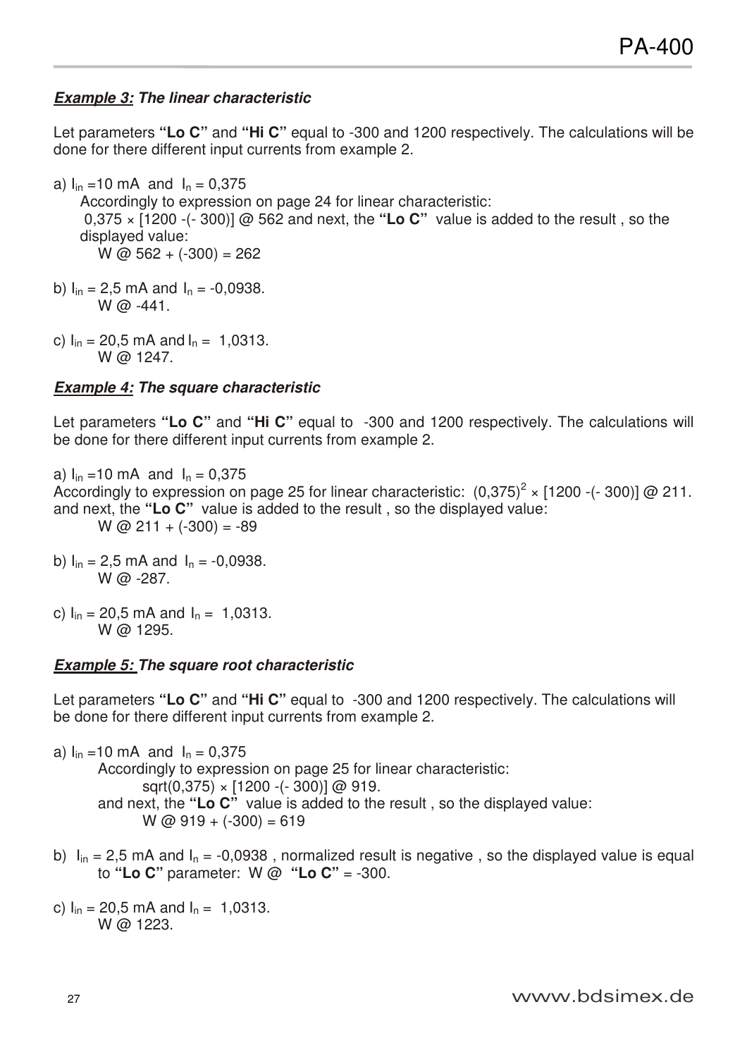***Example 3:** The linear characteristic*

Let parameters **"Lo C"** and **"Hi C"** equal to -300 and 1200 respectively. The calculations will be done for there different input currents from example 2.

a) $I_{in}$ =10 mA and $I_n$ = 0,375
Accordingly to expression on page 24 for linear characteristic:
0,375 × [1200 -(- 300)] @ 562 and next, the **"Lo C"** value is added to the result , so the displayed value:
W @ 562 + (-300) = 262

b) $I_{in}$ = 2,5 mA and $I_n$ = -0,0938.
W @ -441.

c) $I_{in}$ = 20,5 mA and $I_n$ = 1,0313.
W @ 1247.

***Example 4:** The square characteristic*

Let parameters **"Lo C"** and **"Hi C"** equal to -300 and 1200 respectively. The calculations will be done for there different input currents from example 2.

a) $I_{in}$ =10 mA and $I_n$ = 0,375
Accordingly to expression on page 25 for linear characteristic: $(0,375)^2$ × [1200 -(- 300)] @ 211. and next, the **"Lo C"** value is added to the result , so the displayed value:
W @ 211 + (-300) = -89

b) $I_{in}$ = 2,5 mA and $I_n$ = -0,0938.
W @ -287.

c) $I_{in}$ = 20,5 mA and $I_n$ = 1,0313.
W @ 1295.

***Example 5:** The square root characteristic*

Let parameters **"Lo C"** and **"Hi C"** equal to -300 and 1200 respectively. The calculations will be done for there different input currents from example 2.

a) $I_{in}$ =10 mA and $I_n$ = 0,375
Accordingly to expression on page 25 for linear characteristic:
sqrt(0,375) × [1200 -(- 300)] @ 919.
and next, the **"Lo C"** value is added to the result , so the displayed value:
W @ 919 + (-300) = 619

b) $I_{in}$ = 2,5 mA and $I_n$ = -0,0938 , normalized result is negative , so the displayed value is equal to **"Lo C"** parameter: W @ **"Lo C"** = -300.

c) $I_{in}$ = 20,5 mA and $I_n$ = 1,0313.
W @ 1223.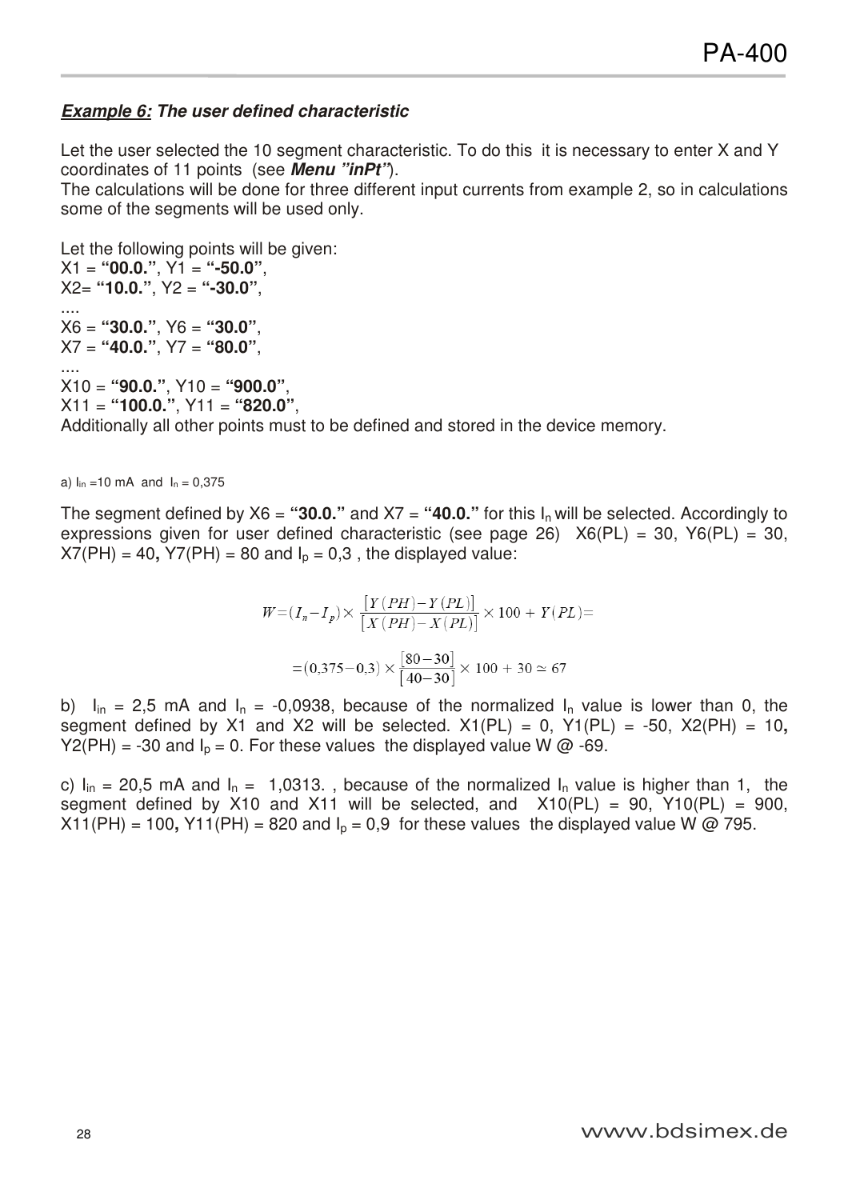***Example 6:** The user defined characteristic*

Let the user selected the 10 segment characteristic. To do this it is necessary to enter X and Y coordinates of 11 points (see ***Menu "inPt"***).
The calculations will be done for three different input currents from example 2, so in calculations some of the segments will be used only.

Let the following points will be given:
X1 = **"00.0."**, Y1 = **"-50.0"**,
X2= **"10.0."**, Y2 = **"-30.0"**,
....
X6 = **"30.0."**, Y6 = **"30.0"**,
X7 = **"40.0."**, Y7 = **"80.0"**,
....
X10 = **"90.0."**, Y10 = **"900.0"**,
X11 = **"100.0."**, Y11 = **"820.0"**,
Additionally all other points must to be defined and stored in the device memory.

a) $I_{in}$ =10 mA and $I_n$ = 0,375

The segment defined by X6 = **"30.0."** and X7 = **"40.0."** for this $I_n$ will be selected. Accordingly to expressions given for user defined characteristic (see page 26) X6(PL) = 30, Y6(PL) = 30, X7(PH) = 40**,** Y7(PH) = 80 and $I_p$ = 0,3 , the displayed value:

$$W = (I_n - I_p) \times \frac{[Y(PH) - Y(PL)]}{[X(PH) - X(PL)]} \times 100 + Y(PL) =$$

$$= (0{,}375 - 0{,}3) \times \frac{[80 - 30]}{[40 - 30]} \times 100 + 30 \simeq 67$$

b) $I_{in}$ = 2,5 mA and $I_n$ = -0,0938, because of the normalized $I_n$ value is lower than 0, the segment defined by X1 and X2 will be selected. X1(PL) = 0, Y1(PL) = -50, X2(PH) = 10**,** Y2(PH) = -30 and $I_p$ = 0. For these values the displayed value W @ -69.

c) $I_{in}$ = 20,5 mA and $I_n$ = 1,0313. , because of the normalized $I_n$ value is higher than 1, the segment defined by X10 and X11 will be selected, and X10(PL) = 90, Y10(PL) = 900, X11(PH) = 100**,** Y11(PH) = 820 and $I_p$ = 0,9 for these values the displayed value W @ 795.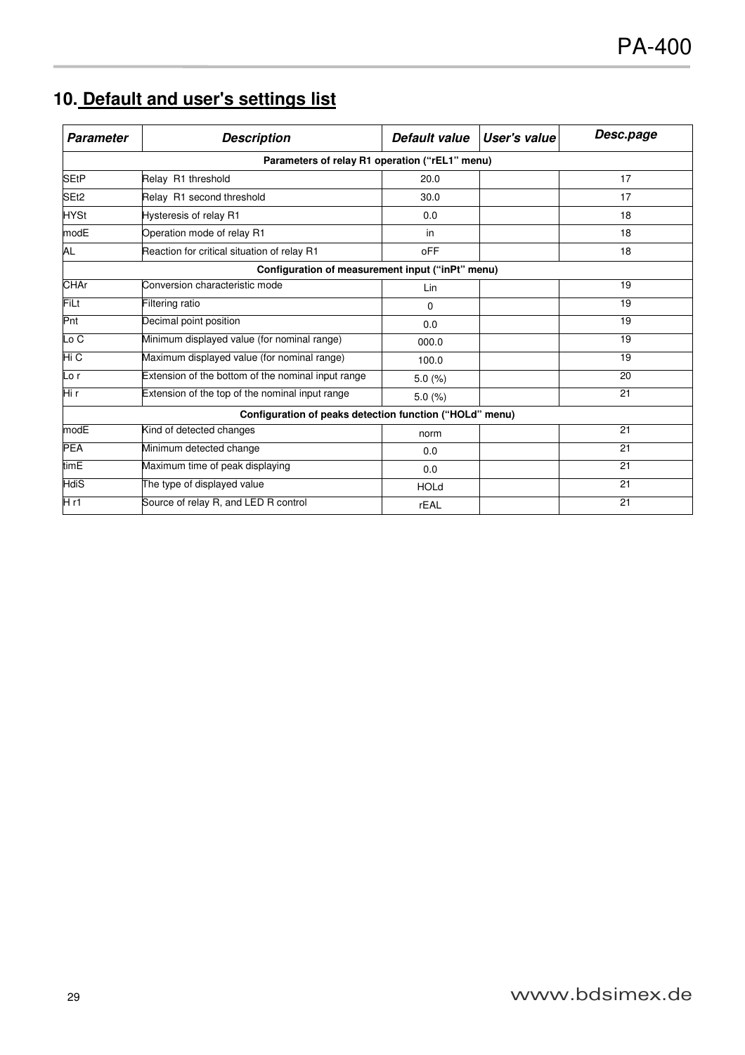## 10. Default and user's settings list

| *Parameter* | *Description* | *Default value* | *User's value* | *Desc.page* |
|---|---|---|---|---|
| **Parameters of relay R1 operation ("rEL1" menu)** | | | | |
| SEtP | Relay R1 threshold | 20.0 | | 17 |
| SEt2 | Relay R1 second threshold | 30.0 | | 17 |
| HYSt | Hysteresis of relay R1 | 0.0 | | 18 |
| modE | Operation mode of relay R1 | in | | 18 |
| AL | Reaction for critical situation of relay R1 | oFF | | 18 |
| **Configuration of measurement input ("inPt" menu)** | | | | |
| CHAr | Conversion characteristic mode | Lin | | 19 |
| FiLt | Filtering ratio | 0 | | 19 |
| Pnt | Decimal point position | 0.0 | | 19 |
| Lo C | Minimum displayed value (for nominal range) | 000.0 | | 19 |
| Hi C | Maximum displayed value (for nominal range) | 100.0 | | 19 |
| Lo r | Extension of the bottom of the nominal input range | 5.0 (%) | | 20 |
| Hi r | Extension of the top of the nominal input range | 5.0 (%) | | 21 |
| **Configuration of peaks detection function ("HOLd" menu)** | | | | |
| modE | Kind of detected changes | norm | | 21 |
| PEA | Minimum detected change | 0.0 | | 21 |
| timE | Maximum time of peak displaying | 0.0 | | 21 |
| HdiS | The type of displayed value | HOLd | | 21 |
| H r1 | Source of relay R, and LED R control | rEAL | | 21 |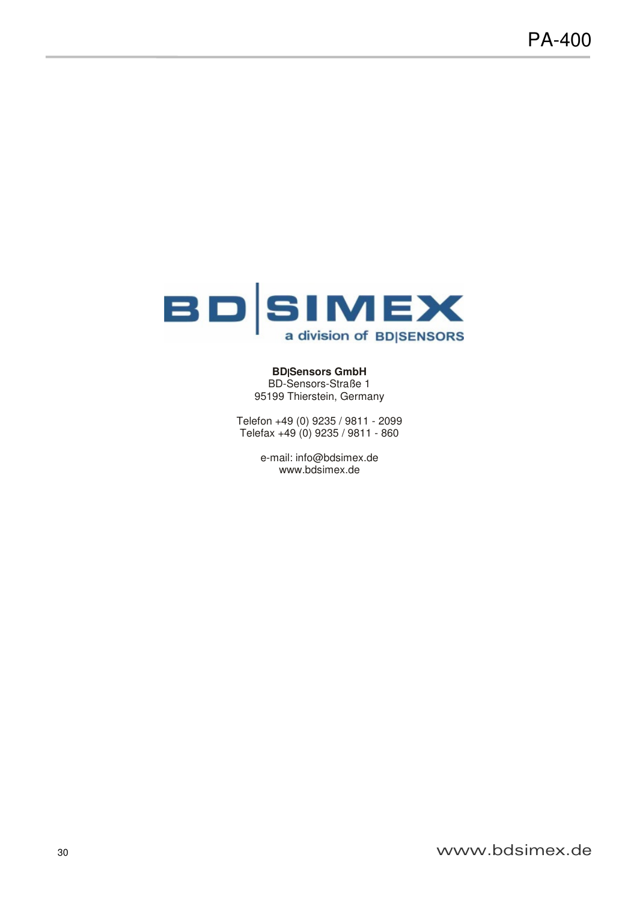BD|SIMEX

a division of BD|SENSORS

**BD|Sensors GmbH**
BD-Sensors-Straße 1
95199 Thierstein, Germany

Telefon +49 (0) 9235 / 9811 - 2099
Telefax +49 (0) 9235 / 9811 - 860

e-mail: info@bdsimex.de
www.bdsimex.de